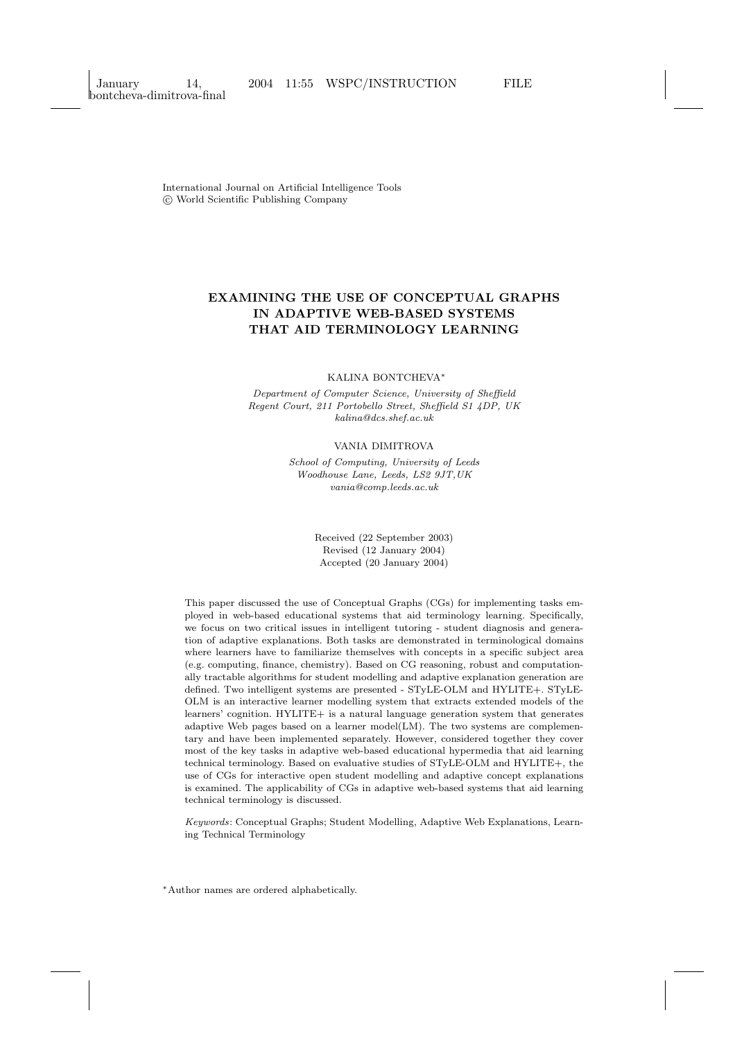International Journal on Artificial Intelligence Tools
© World Scientific Publishing Company

# EXAMINING THE USE OF CONCEPTUAL GRAPHS IN ADAPTIVE WEB-BASED SYSTEMS THAT AID TERMINOLOGY LEARNING

KALINA BONTCHEVA*

*Department of Computer Science, University of Sheffield*
*Regent Court, 211 Portobello Street, Sheffield S1 4DP, UK*
*kalina@dcs.shef.ac.uk*

VANIA DIMITROVA

*School of Computing, University of Leeds*
*Woodhouse Lane, Leeds, LS2 9JT,UK*
*vania@comp.leeds.ac.uk*

Received (22 September 2003)
Revised (12 January 2004)
Accepted (20 January 2004)

This paper discussed the use of Conceptual Graphs (CGs) for implementing tasks employed in web-based educational systems that aid terminology learning. Specifically, we focus on two critical issues in intelligent tutoring - student diagnosis and generation of adaptive explanations. Both tasks are demonstrated in terminological domains where learners have to familiarize themselves with concepts in a specific subject area (e.g. computing, finance, chemistry). Based on CG reasoning, robust and computationally tractable algorithms for student modelling and adaptive explanation generation are defined. Two intelligent systems are presented - STyLE-OLM and HYLITE+. STyLE-OLM is an interactive learner modelling system that extracts extended models of the learners' cognition. HYLITE+ is a natural language generation system that generates adaptive Web pages based on a learner model(LM). The two systems are complementary and have been implemented separately. However, considered together they cover most of the key tasks in adaptive web-based educational hypermedia that aid learning technical terminology. Based on evaluative studies of STyLE-OLM and HYLITE+, the use of CGs for interactive open student modelling and adaptive concept explanations is examined. The applicability of CGs in adaptive web-based systems that aid learning technical terminology is discussed.

*Keywords*: Conceptual Graphs; Student Modelling, Adaptive Web Explanations, Learning Technical Terminology

*Author names are ordered alphabetically.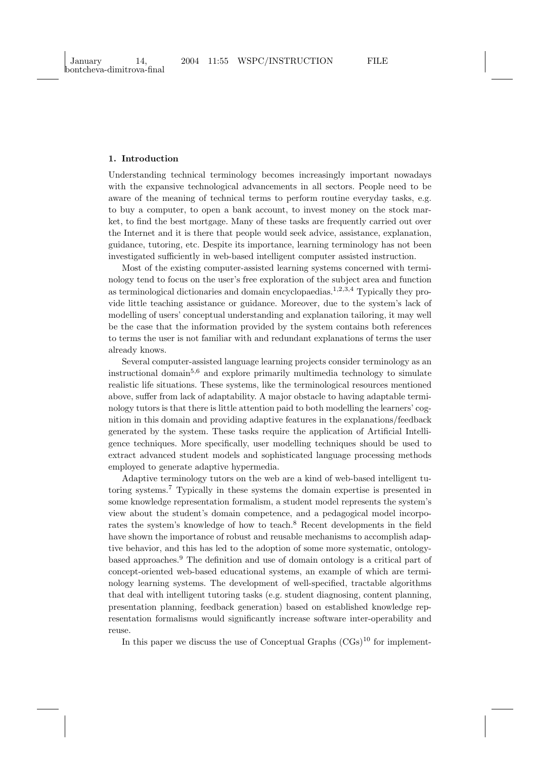## 1. Introduction

Understanding technical terminology becomes increasingly important nowadays with the expansive technological advancements in all sectors. People need to be aware of the meaning of technical terms to perform routine everyday tasks, e.g. to buy a computer, to open a bank account, to invest money on the stock market, to find the best mortgage. Many of these tasks are frequently carried out over the Internet and it is there that people would seek advice, assistance, explanation, guidance, tutoring, etc. Despite its importance, learning terminology has not been investigated sufficiently in web-based intelligent computer assisted instruction.

Most of the existing computer-assisted learning systems concerned with terminology tend to focus on the user's free exploration of the subject area and function as terminological dictionaries and domain encyclopaedias.[1,2,3,4] Typically they provide little teaching assistance or guidance. Moreover, due to the system's lack of modelling of users' conceptual understanding and explanation tailoring, it may well be the case that the information provided by the system contains both references to terms the user is not familiar with and redundant explanations of terms the user already knows.

Several computer-assisted language learning projects consider terminology as an instructional domain[5,6] and explore primarily multimedia technology to simulate realistic life situations. These systems, like the terminological resources mentioned above, suffer from lack of adaptability. A major obstacle to having adaptable terminology tutors is that there is little attention paid to both modelling the learners' cognition in this domain and providing adaptive features in the explanations/feedback generated by the system. These tasks require the application of Artificial Intelligence techniques. More specifically, user modelling techniques should be used to extract advanced student models and sophisticated language processing methods employed to generate adaptive hypermedia.

Adaptive terminology tutors on the web are a kind of web-based intelligent tutoring systems.[7] Typically in these systems the domain expertise is presented in some knowledge representation formalism, a student model represents the system's view about the student's domain competence, and a pedagogical model incorporates the system's knowledge of how to teach.[8] Recent developments in the field have shown the importance of robust and reusable mechanisms to accomplish adaptive behavior, and this has led to the adoption of some more systematic, ontology-based approaches.[9] The definition and use of domain ontology is a critical part of concept-oriented web-based educational systems, an example of which are terminology learning systems. The development of well-specified, tractable algorithms that deal with intelligent tutoring tasks (e.g. student diagnosing, content planning, presentation planning, feedback generation) based on established knowledge representation formalisms would significantly increase software inter-operability and reuse.

In this paper we discuss the use of Conceptual Graphs (CGs)[10] for implement-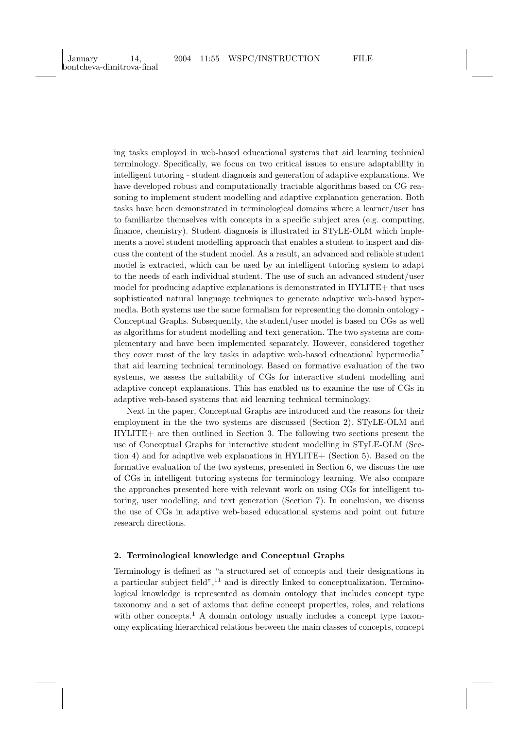ing tasks employed in web-based educational systems that aid learning technical terminology. Specifically, we focus on two critical issues to ensure adaptability in intelligent tutoring - student diagnosis and generation of adaptive explanations. We have developed robust and computationally tractable algorithms based on CG reasoning to implement student modelling and adaptive explanation generation. Both tasks have been demonstrated in terminological domains where a learner/user has to familiarize themselves with concepts in a specific subject area (e.g. computing, finance, chemistry). Student diagnosis is illustrated in STyLE-OLM which implements a novel student modelling approach that enables a student to inspect and discuss the content of the student model. As a result, an advanced and reliable student model is extracted, which can be used by an intelligent tutoring system to adapt to the needs of each individual student. The use of such an advanced student/user model for producing adaptive explanations is demonstrated in HYLITE+ that uses sophisticated natural language techniques to generate adaptive web-based hypermedia. Both systems use the same formalism for representing the domain ontology - Conceptual Graphs. Subsequently, the student/user model is based on CGs as well as algorithms for student modelling and text generation. The two systems are complementary and have been implemented separately. However, considered together they cover most of the key tasks in adaptive web-based educational hypermedia[7] that aid learning technical terminology. Based on formative evaluation of the two systems, we assess the suitability of CGs for interactive student modelling and adaptive concept explanations. This has enabled us to examine the use of CGs in adaptive web-based systems that aid learning technical terminology.

Next in the paper, Conceptual Graphs are introduced and the reasons for their employment in the the two systems are discussed (Section 2). STyLE-OLM and HYLITE+ are then outlined in Section 3. The following two sections present the use of Conceptual Graphs for interactive student modelling in STyLE-OLM (Section 4) and for adaptive web explanations in HYLITE+ (Section 5). Based on the formative evaluation of the two systems, presented in Section 6, we discuss the use of CGs in intelligent tutoring systems for terminology learning. We also compare the approaches presented here with relevant work on using CGs for intelligent tutoring, user modelling, and text generation (Section 7). In conclusion, we discuss the use of CGs in adaptive web-based educational systems and point out future research directions.

## 2. Terminological knowledge and Conceptual Graphs

Terminology is defined as "a structured set of concepts and their designations in a particular subject field",[11] and is directly linked to conceptualization. Terminological knowledge is represented as domain ontology that includes concept type taxonomy and a set of axioms that define concept properties, roles, and relations with other concepts.[1] A domain ontology usually includes a concept type taxonomy explicating hierarchical relations between the main classes of concepts, concept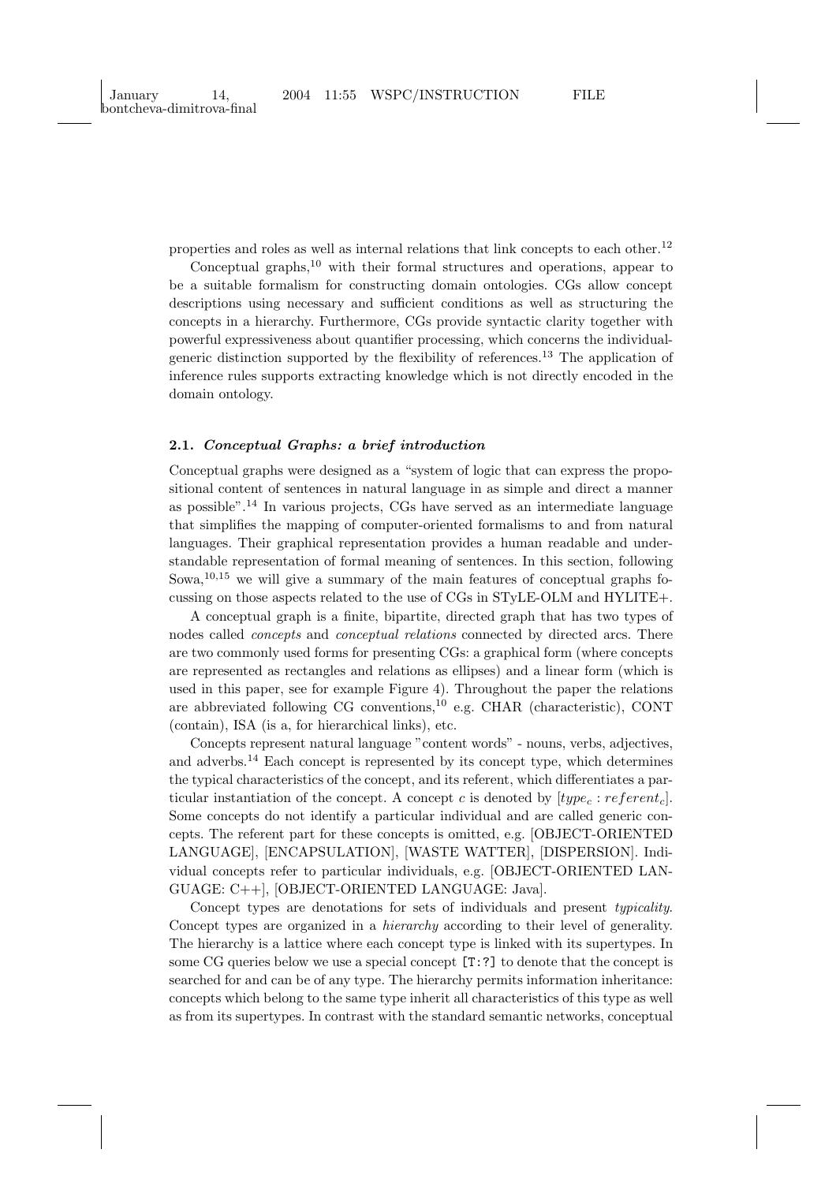properties and roles as well as internal relations that link concepts to each other.[12]

Conceptual graphs,[10] with their formal structures and operations, appear to be a suitable formalism for constructing domain ontologies. CGs allow concept descriptions using necessary and sufficient conditions as well as structuring the concepts in a hierarchy. Furthermore, CGs provide syntactic clarity together with powerful expressiveness about quantifier processing, which concerns the individual-generic distinction supported by the flexibility of references.[13] The application of inference rules supports extracting knowledge which is not directly encoded in the domain ontology.

### 2.1. *Conceptual Graphs: a brief introduction*

Conceptual graphs were designed as a "system of logic that can express the propositional content of sentences in natural language in as simple and direct a manner as possible".[14] In various projects, CGs have served as an intermediate language that simplifies the mapping of computer-oriented formalisms to and from natural languages. Their graphical representation provides a human readable and understandable representation of formal meaning of sentences. In this section, following Sowa,[10,15] we will give a summary of the main features of conceptual graphs focussing on those aspects related to the use of CGs in STyLE-OLM and HYLITE+.

A conceptual graph is a finite, bipartite, directed graph that has two types of nodes called *concepts* and *conceptual relations* connected by directed arcs. There are two commonly used forms for presenting CGs: a graphical form (where concepts are represented as rectangles and relations as ellipses) and a linear form (which is used in this paper, see for example Figure 4). Throughout the paper the relations are abbreviated following CG conventions,[10] e.g. CHAR (characteristic), CONT (contain), ISA (is a, for hierarchical links), etc.

Concepts represent natural language "content words" - nouns, verbs, adjectives, and adverbs.[14] Each concept is represented by its concept type, which determines the typical characteristics of the concept, and its referent, which differentiates a particular instantiation of the concept. A concept $c$ is denoted by $[type_c : referent_c]$. Some concepts do not identify a particular individual and are called generic concepts. The referent part for these concepts is omitted, e.g. [OBJECT-ORIENTED LANGUAGE], [ENCAPSULATION], [WASTE WATTER], [DISPERSION]. Individual concepts refer to particular individuals, e.g. [OBJECT-ORIENTED LANGUAGE: C++], [OBJECT-ORIENTED LANGUAGE: Java].

Concept types are denotations for sets of individuals and present *typicality*. Concept types are organized in a *hierarchy* according to their level of generality. The hierarchy is a lattice where each concept type is linked with its supertypes. In some CG queries below we use a special concept `[T:?]` to denote that the concept is searched for and can be of any type. The hierarchy permits information inheritance: concepts which belong to the same type inherit all characteristics of this type as well as from its supertypes. In contrast with the standard semantic networks, conceptual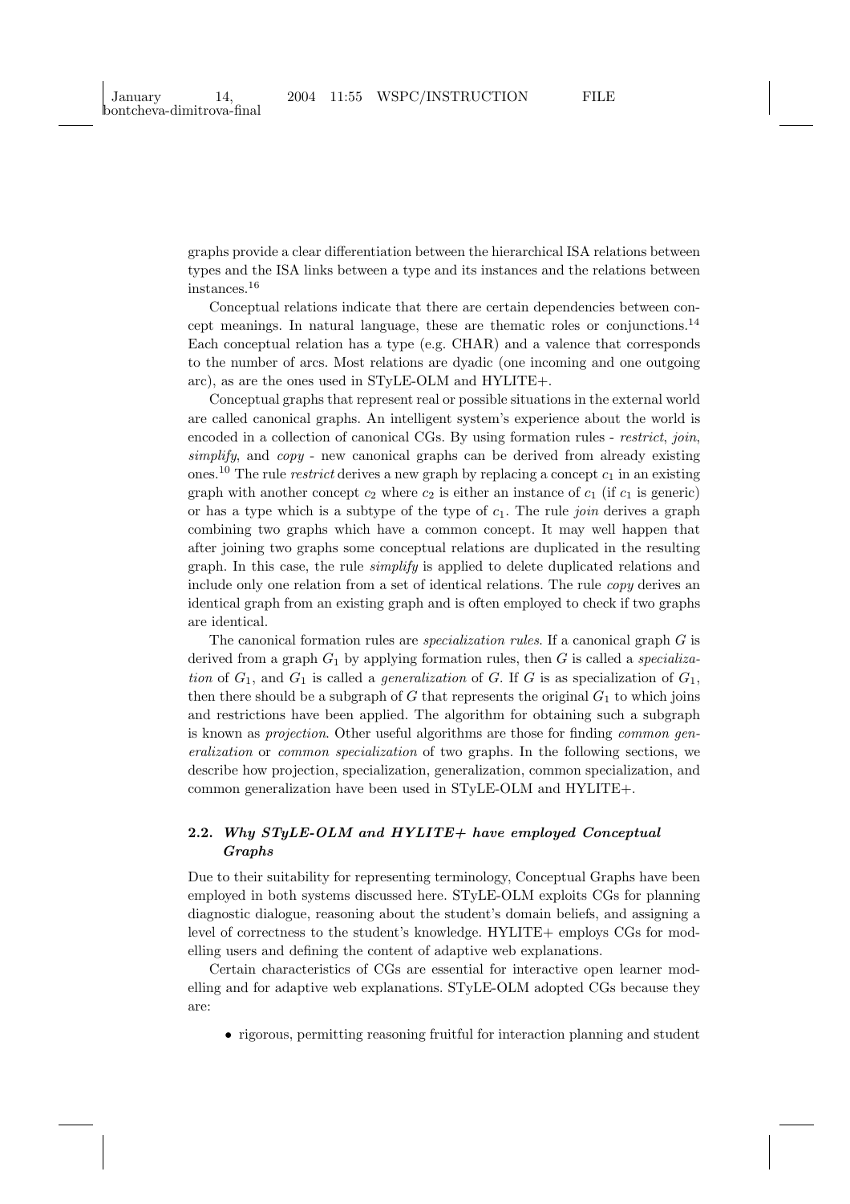graphs provide a clear differentiation between the hierarchical ISA relations between types and the ISA links between a type and its instances and the relations between instances.[16]

Conceptual relations indicate that there are certain dependencies between concept meanings. In natural language, these are thematic roles or conjunctions.[14] Each conceptual relation has a type (e.g. CHAR) and a valence that corresponds to the number of arcs. Most relations are dyadic (one incoming and one outgoing arc), as are the ones used in STyLE-OLM and HYLITE+.

Conceptual graphs that represent real or possible situations in the external world are called canonical graphs. An intelligent system's experience about the world is encoded in a collection of canonical CGs. By using formation rules - *restrict*, *join*, *simplify*, and *copy* - new canonical graphs can be derived from already existing ones.[10] The rule *restrict* derives a new graph by replacing a concept $c_1$ in an existing graph with another concept $c_2$ where $c_2$ is either an instance of $c_1$ (if $c_1$ is generic) or has a type which is a subtype of the type of $c_1$. The rule *join* derives a graph combining two graphs which have a common concept. It may well happen that after joining two graphs some conceptual relations are duplicated in the resulting graph. In this case, the rule *simplify* is applied to delete duplicated relations and include only one relation from a set of identical relations. The rule *copy* derives an identical graph from an existing graph and is often employed to check if two graphs are identical.

The canonical formation rules are *specialization rules*. If a canonical graph $G$ is derived from a graph $G_1$ by applying formation rules, then $G$ is called a *specialization* of $G_1$, and $G_1$ is called a *generalization* of $G$. If $G$ is as specialization of $G_1$, then there should be a subgraph of $G$ that represents the original $G_1$ to which joins and restrictions have been applied. The algorithm for obtaining such a subgraph is known as *projection*. Other useful algorithms are those for finding *common generalization* or *common specialization* of two graphs. In the following sections, we describe how projection, specialization, generalization, common specialization, and common generalization have been used in STyLE-OLM and HYLITE+.

### 2.2. *Why STyLE-OLM and HYLITE+ have employed Conceptual Graphs*

Due to their suitability for representing terminology, Conceptual Graphs have been employed in both systems discussed here. STyLE-OLM exploits CGs for planning diagnostic dialogue, reasoning about the student's domain beliefs, and assigning a level of correctness to the student's knowledge. HYLITE+ employs CGs for modelling users and defining the content of adaptive web explanations.

Certain characteristics of CGs are essential for interactive open learner modelling and for adaptive web explanations. STyLE-OLM adopted CGs because they are:

- rigorous, permitting reasoning fruitful for interaction planning and student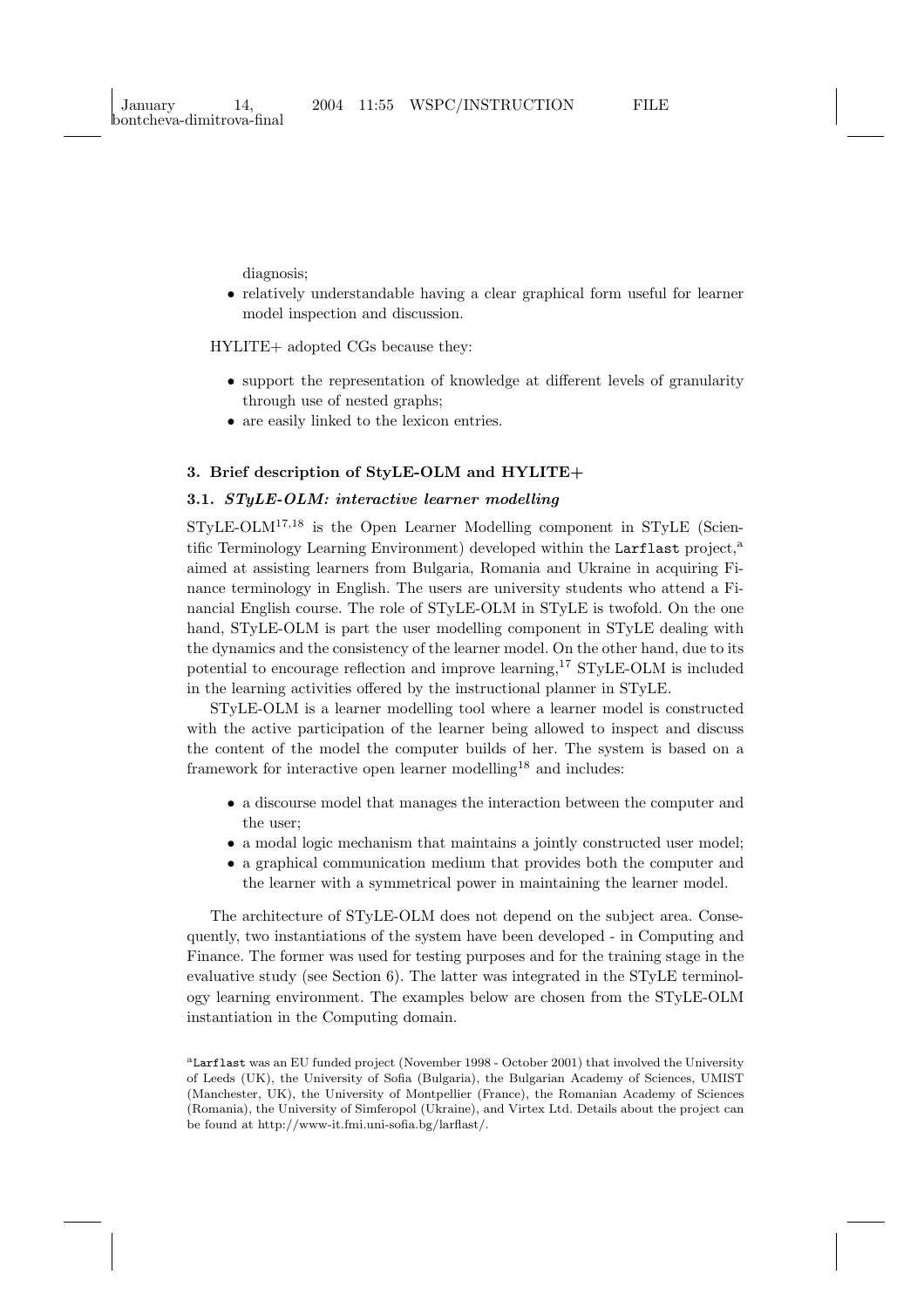diagnosis;

- relatively understandable having a clear graphical form useful for learner model inspection and discussion.

HYLITE+ adopted CGs because they:

- support the representation of knowledge at different levels of granularity through use of nested graphs;
- are easily linked to the lexicon entries.

## 3. Brief description of StyLE-OLM and HYLITE+

### 3.1. *STyLE-OLM: interactive learner modelling*

STyLE-OLM[17,18] is the Open Learner Modelling component in STyLE (Scientific Terminology Learning Environment) developed within the `Larflast` project,[a] aimed at assisting learners from Bulgaria, Romania and Ukraine in acquiring Finance terminology in English. The users are university students who attend a Financial English course. The role of STyLE-OLM in STyLE is twofold. On the one hand, STyLE-OLM is part the user modelling component in STyLE dealing with the dynamics and the consistency of the learner model. On the other hand, due to its potential to encourage reflection and improve learning,[17] STyLE-OLM is included in the learning activities offered by the instructional planner in STyLE.

STyLE-OLM is a learner modelling tool where a learner model is constructed with the active participation of the learner being allowed to inspect and discuss the content of the model the computer builds of her. The system is based on a framework for interactive open learner modelling[18] and includes:

- a discourse model that manages the interaction between the computer and the user;
- a modal logic mechanism that maintains a jointly constructed user model;
- a graphical communication medium that provides both the computer and the learner with a symmetrical power in maintaining the learner model.

The architecture of STyLE-OLM does not depend on the subject area. Consequently, two instantiations of the system have been developed - in Computing and Finance. The former was used for testing purposes and for the training stage in the evaluative study (see Section 6). The latter was integrated in the STyLE terminology learning environment. The examples below are chosen from the STyLE-OLM instantiation in the Computing domain.

[a] `Larflast` was an EU funded project (November 1998 - October 2001) that involved the University of Leeds (UK), the University of Sofia (Bulgaria), the Bulgarian Academy of Sciences, UMIST (Manchester, UK), the University of Montpellier (France), the Romanian Academy of Sciences (Romania), the University of Simferopol (Ukraine), and Virtex Ltd. Details about the project can be found at http://www-it.fmi.uni-sofia.bg/larflast/.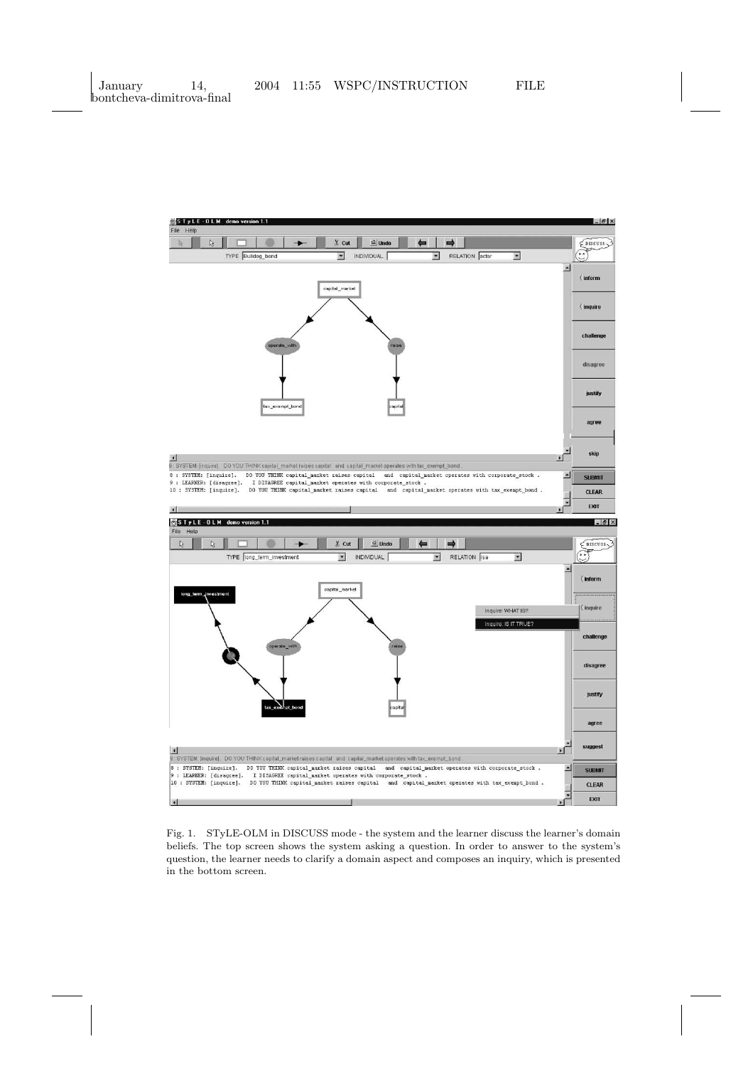Fig. 1. STyLE-OLM in DISCUSS mode - the system and the learner discuss the learner's domain beliefs. The top screen shows the system asking a question. In order to answer to the system's question, the learner needs to clarify a domain aspect and composes an inquiry, which is presented in the bottom screen.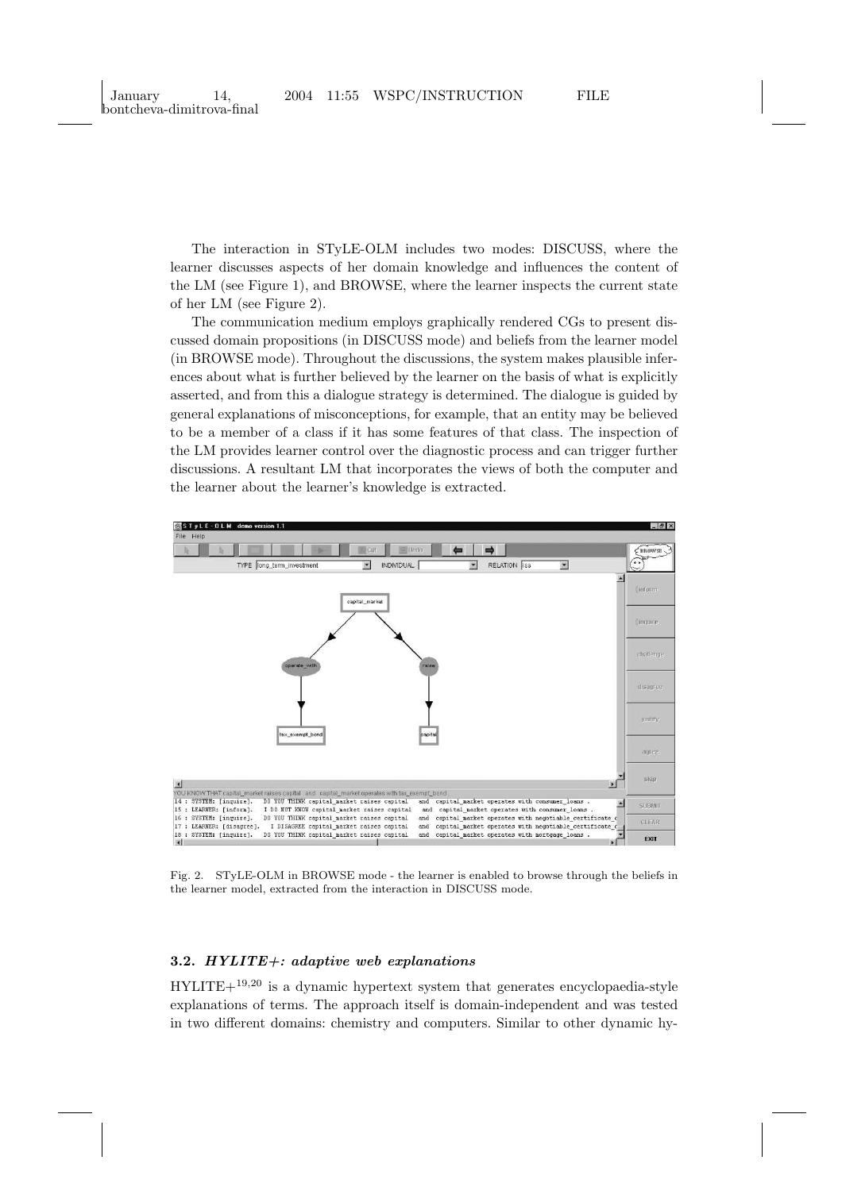The interaction in STyLE-OLM includes two modes: DISCUSS, where the learner discusses aspects of her domain knowledge and influences the content of the LM (see Figure 1), and BROWSE, where the learner inspects the current state of her LM (see Figure 2).

The communication medium employs graphically rendered CGs to present discussed domain propositions (in DISCUSS mode) and beliefs from the learner model (in BROWSE mode). Throughout the discussions, the system makes plausible inferences about what is further believed by the learner on the basis of what is explicitly asserted, and from this a dialogue strategy is determined. The dialogue is guided by general explanations of misconceptions, for example, that an entity may be believed to be a member of a class if it has some features of that class. The inspection of the LM provides learner control over the diagnostic process and can trigger further discussions. A resultant LM that incorporates the views of both the computer and the learner about the learner's knowledge is extracted.

Fig. 2. STyLE-OLM in BROWSE mode - the learner is enabled to browse through the beliefs in the learner model, extracted from the interaction in DISCUSS mode.

### 3.2. *HYLITE+: adaptive web explanations*

HYLITE+[19,20] is a dynamic hypertext system that generates encyclopaedia-style explanations of terms. The approach itself is domain-independent and was tested in two different domains: chemistry and computers. Similar to other dynamic hy-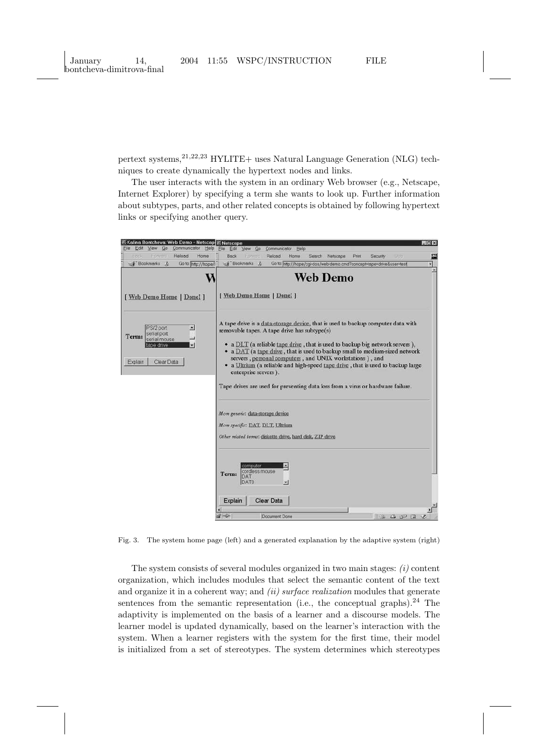pertext systems,[21,22,23] HYLITE+ uses Natural Language Generation (NLG) techniques to create dynamically the hypertext nodes and links.

The user interacts with the system in an ordinary Web browser (e.g., Netscape, Internet Explorer) by specifying a term she wants to look up. Further information about subtypes, parts, and other related concepts is obtained by following hypertext links or specifying another query.

Fig. 3. The system home page (left) and a generated explanation by the adaptive system (right)

The system consists of several modules organized in two main stages: *(i)* content organization, which includes modules that select the semantic content of the text and organize it in a coherent way; and *(ii) surface realization* modules that generate sentences from the semantic representation (i.e., the conceptual graphs).[24] The adaptivity is implemented on the basis of a learner and a discourse models. The learner model is updated dynamically, based on the learner's interaction with the system. When a learner registers with the system for the first time, their model is initialized from a set of stereotypes. The system determines which stereotypes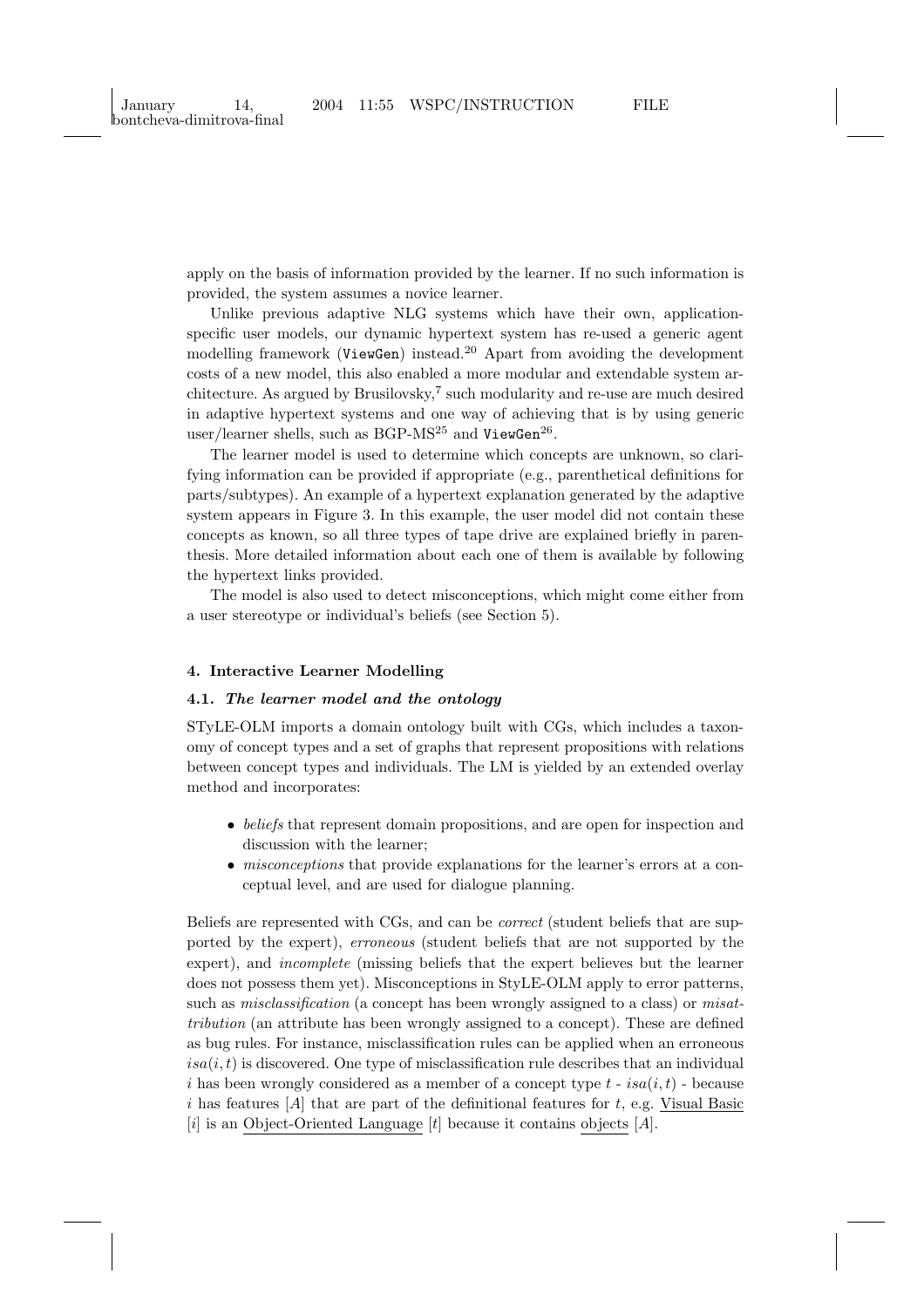apply on the basis of information provided by the learner. If no such information is provided, the system assumes a novice learner.

Unlike previous adaptive NLG systems which have their own, application-specific user models, our dynamic hypertext system has re-used a generic agent modelling framework (ViewGen) instead.[20] Apart from avoiding the development costs of a new model, this also enabled a more modular and extendable system architecture. As argued by Brusilovsky,[7] such modularity and re-use are much desired in adaptive hypertext systems and one way of achieving that is by using generic user/learner shells, such as BGP-MS[25] and ViewGen[26].

The learner model is used to determine which concepts are unknown, so clarifying information can be provided if appropriate (e.g., parenthetical definitions for parts/subtypes). An example of a hypertext explanation generated by the adaptive system appears in Figure 3. In this example, the user model did not contain these concepts as known, so all three types of tape drive are explained briefly in parenthesis. More detailed information about each one of them is available by following the hypertext links provided.

The model is also used to detect misconceptions, which might come either from a user stereotype or individual's beliefs (see Section 5).

## 4. Interactive Learner Modelling

### 4.1. *The learner model and the ontology*

STyLE-OLM imports a domain ontology built with CGs, which includes a taxonomy of concept types and a set of graphs that represent propositions with relations between concept types and individuals. The LM is yielded by an extended overlay method and incorporates:

- *beliefs* that represent domain propositions, and are open for inspection and discussion with the learner;
- *misconceptions* that provide explanations for the learner's errors at a conceptual level, and are used for dialogue planning.

Beliefs are represented with CGs, and can be *correct* (student beliefs that are supported by the expert), *erroneous* (student beliefs that are not supported by the expert), and *incomplete* (missing beliefs that the expert believes but the learner does not possess them yet). Misconceptions in StyLE-OLM apply to error patterns, such as *misclassification* (a concept has been wrongly assigned to a class) or *misattribution* (an attribute has been wrongly assigned to a concept). These are defined as bug rules. For instance, misclassification rules can be applied when an erroneous $isa(i, t)$ is discovered. One type of misclassification rule describes that an individual $i$ has been wrongly considered as a member of a concept type $t$ - $isa(i, t)$ - because $i$ has features $[A]$ that are part of the definitional features for $t$, e.g. Visual Basic $[i]$ is an Object-Oriented Language $[t]$ because it contains objects $[A]$.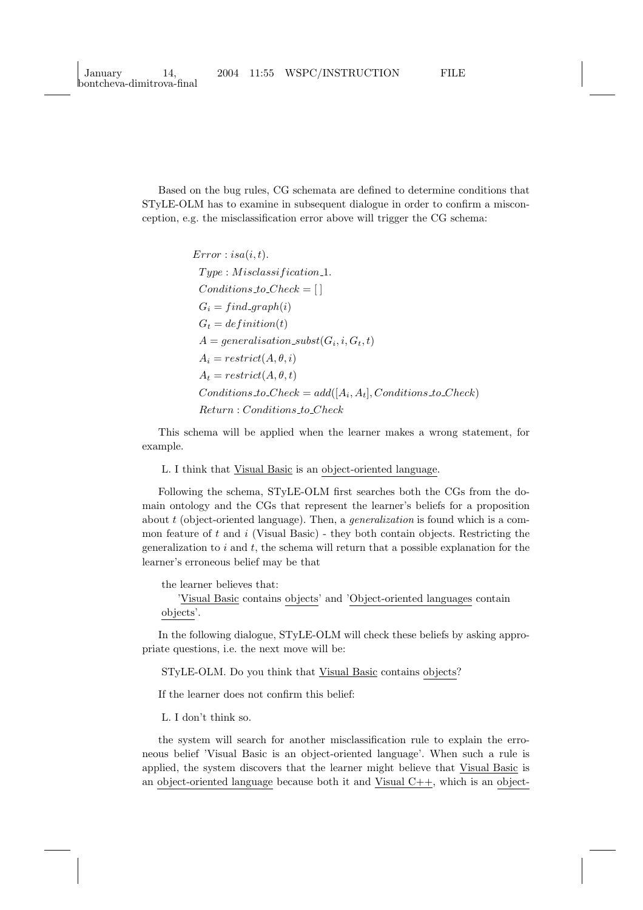Based on the bug rules, CG schemata are defined to determine conditions that STyLE-OLM has to examine in subsequent dialogue in order to confirm a misconception, e.g. the misclassification error above will trigger the CG schema:

$$
\begin{aligned}
&Error : isa(i, t).\\
&\quad Type : Misclassification\_1.\\
&\quad Conditions\_to\_Check = [\,]\\
&\quad G_i = find\_graph(i)\\
&\quad G_t = definition(t)\\
&\quad A = generalisation\_subst(G_i, i, G_t, t)\\
&\quad A_i = restrict(A, \theta, i)\\
&\quad A_t = restrict(A, \theta, t)\\
&\quad Conditions\_to\_Check = add([A_i, A_t], Conditions\_to\_Check)\\
&\quad Return : Conditions\_to\_Check
\end{aligned}
$$

This schema will be applied when the learner makes a wrong statement, for example.

L. I think that Visual Basic is an object-oriented language.

Following the schema, STyLE-OLM first searches both the CGs from the domain ontology and the CGs that represent the learner's beliefs for a proposition about $t$ (object-oriented language). Then, a *generalization* is found which is a common feature of $t$ and $i$ (Visual Basic) - they both contain objects. Restricting the generalization to $i$ and $t$, the schema will return that a possible explanation for the learner's erroneous belief may be that

the learner believes that:
'Visual Basic contains objects' and 'Object-oriented languages contain objects'.

In the following dialogue, STyLE-OLM will check these beliefs by asking appropriate questions, i.e. the next move will be:

STyLE-OLM. Do you think that Visual Basic contains objects?

If the learner does not confirm this belief:

L. I don't think so.

the system will search for another misclassification rule to explain the erroneous belief 'Visual Basic is an object-oriented language'. When such a rule is applied, the system discovers that the learner might believe that Visual Basic is an object-oriented language because both it and Visual C++, which is an object-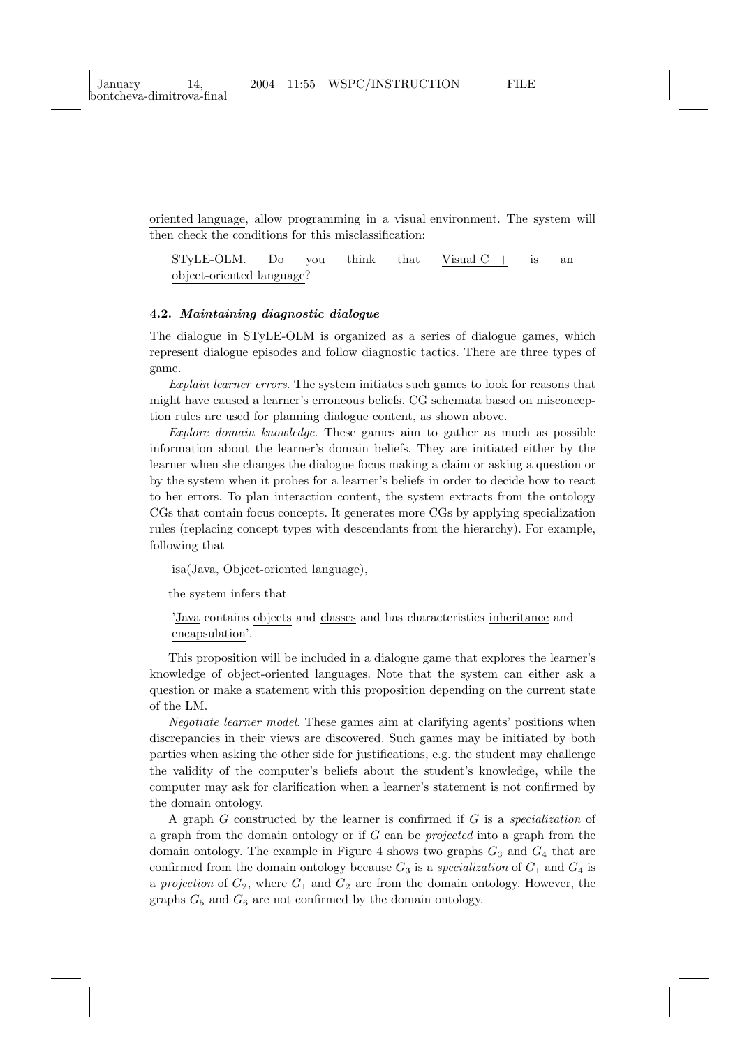oriented language, allow programming in a visual environment. The system will then check the conditions for this misclassification:

STyLE-OLM. Do you think that Visual C++ is an object-oriented language?

### 4.2. *Maintaining diagnostic dialogue*

The dialogue in STyLE-OLM is organized as a series of dialogue games, which represent dialogue episodes and follow diagnostic tactics. There are three types of game.

*Explain learner errors*. The system initiates such games to look for reasons that might have caused a learner's erroneous beliefs. CG schemata based on misconception rules are used for planning dialogue content, as shown above.

*Explore domain knowledge*. These games aim to gather as much as possible information about the learner's domain beliefs. They are initiated either by the learner when she changes the dialogue focus making a claim or asking a question or by the system when it probes for a learner's beliefs in order to decide how to react to her errors. To plan interaction content, the system extracts from the ontology CGs that contain focus concepts. It generates more CGs by applying specialization rules (replacing concept types with descendants from the hierarchy). For example, following that

isa(Java, Object-oriented language),

the system infers that

'Java contains objects and classes and has characteristics inheritance and encapsulation'.

This proposition will be included in a dialogue game that explores the learner's knowledge of object-oriented languages. Note that the system can either ask a question or make a statement with this proposition depending on the current state of the LM.

*Negotiate learner model*. These games aim at clarifying agents' positions when discrepancies in their views are discovered. Such games may be initiated by both parties when asking the other side for justifications, e.g. the student may challenge the validity of the computer's beliefs about the student's knowledge, while the computer may ask for clarification when a learner's statement is not confirmed by the domain ontology.

A graph $G$ constructed by the learner is confirmed if $G$ is a *specialization* of a graph from the domain ontology or if $G$ can be *projected* into a graph from the domain ontology. The example in Figure 4 shows two graphs $G_3$ and $G_4$ that are confirmed from the domain ontology because $G_3$ is a *specialization* of $G_1$ and $G_4$ is a *projection* of $G_2$, where $G_1$ and $G_2$ are from the domain ontology. However, the graphs $G_5$ and $G_6$ are not confirmed by the domain ontology.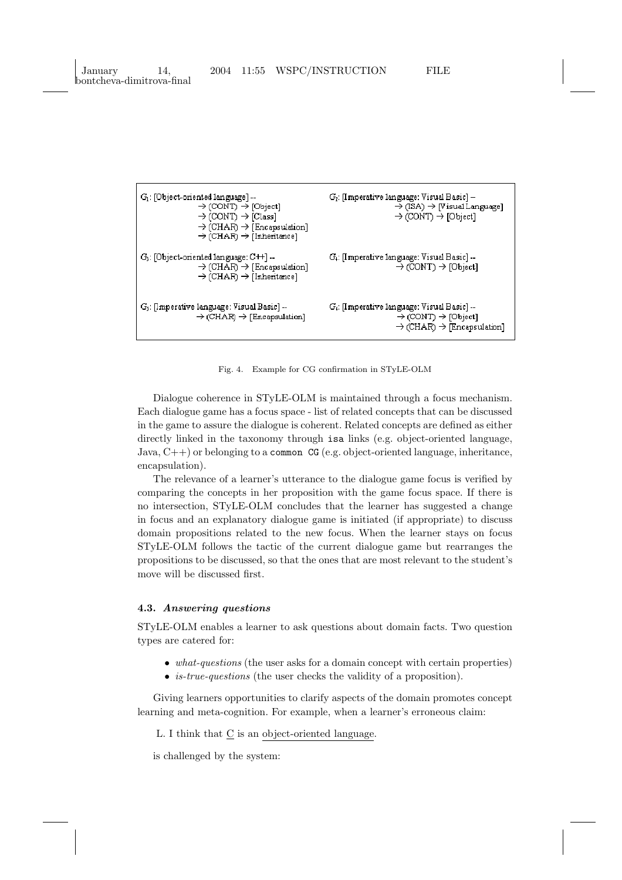```
G1: [Object-oriented language] --
        → (CONT) → [Object]
        → (CONT) → [Class]
        → (CHAR) → [Encapsulation]
        → (CHAR) → [Inheritance]

G2: [Imperative language: Visual Basic] --
        → (ISA) → [Visual Language]
        → (CONT) → [Object]

G3: [Object-oriented language: C++] --
        → (CHAR) → [Encapsulation]
        → (CHAR) → [Inheritance]

G4: [Imperative language: Visual Basic] --
        → (CONT) → [Object]

G5: [Imperative language: Visual Basic] --
        → (CHAR) → [Encapsulation]

G6: [Imperative language: Visual Basic] --
        → (CONT) → [Object]
        → (CHAR) → [Encapsulation]
```

Fig. 4. Example for CG confirmation in STyLE-OLM

Dialogue coherence in STyLE-OLM is maintained through a focus mechanism. Each dialogue game has a focus space - list of related concepts that can be discussed in the game to assure the dialogue is coherent. Related concepts are defined as either directly linked in the taxonomy through `isa` links (e.g. object-oriented language, Java, C++) or belonging to a `common CG` (e.g. object-oriented language, inheritance, encapsulation).

The relevance of a learner's utterance to the dialogue game focus is verified by comparing the concepts in her proposition with the game focus space. If there is no intersection, STyLE-OLM concludes that the learner has suggested a change in focus and an explanatory dialogue game is initiated (if appropriate) to discuss domain propositions related to the new focus. When the learner stays on focus STyLE-OLM follows the tactic of the current dialogue game but rearranges the propositions to be discussed, so that the ones that are most relevant to the student's move will be discussed first.

### 4.3. *Answering questions*

STyLE-OLM enables a learner to ask questions about domain facts. Two question types are catered for:

- *what-questions* (the user asks for a domain concept with certain properties)
- *is-true-questions* (the user checks the validity of a proposition).

Giving learners opportunities to clarify aspects of the domain promotes concept learning and meta-cognition. For example, when a learner's erroneous claim:

L. I think that <u>C</u> is an <u>object-oriented language</u>.

is challenged by the system: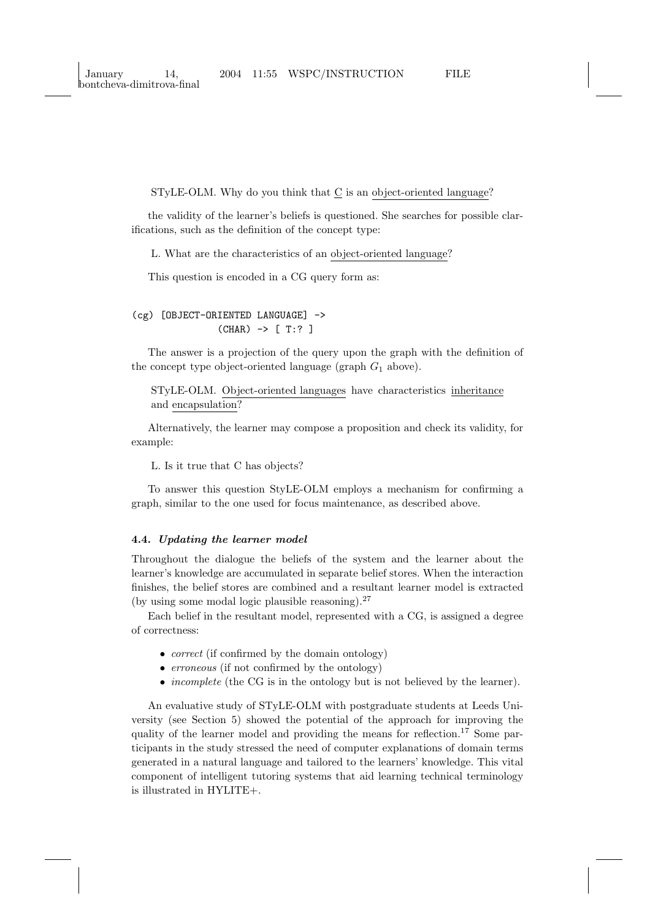STyLE-OLM. Why do you think that C is an object-oriented language?

the validity of the learner's beliefs is questioned. She searches for possible clarifications, such as the definition of the concept type:

L. What are the characteristics of an object-oriented language?

This question is encoded in a CG query form as:

```
(cg) [OBJECT-ORIENTED LANGUAGE] ->
              (CHAR) -> [ T:? ]
```

The answer is a projection of the query upon the graph with the definition of the concept type object-oriented language (graph $G_1$ above).

STyLE-OLM. Object-oriented languages have characteristics inheritance and encapsulation?

Alternatively, the learner may compose a proposition and check its validity, for example:

L. Is it true that C has objects?

To answer this question StyLE-OLM employs a mechanism for confirming a graph, similar to the one used for focus maintenance, as described above.

### 4.4. *Updating the learner model*

Throughout the dialogue the beliefs of the system and the learner about the learner's knowledge are accumulated in separate belief stores. When the interaction finishes, the belief stores are combined and a resultant learner model is extracted (by using some modal logic plausible reasoning).[27]

Each belief in the resultant model, represented with a CG, is assigned a degree of correctness:

- *correct* (if confirmed by the domain ontology)
- *erroneous* (if not confirmed by the ontology)
- *incomplete* (the CG is in the ontology but is not believed by the learner).

An evaluative study of STyLE-OLM with postgraduate students at Leeds University (see Section 5) showed the potential of the approach for improving the quality of the learner model and providing the means for reflection.[17] Some participants in the study stressed the need of computer explanations of domain terms generated in a natural language and tailored to the learners' knowledge. This vital component of intelligent tutoring systems that aid learning technical terminology is illustrated in HYLITE+.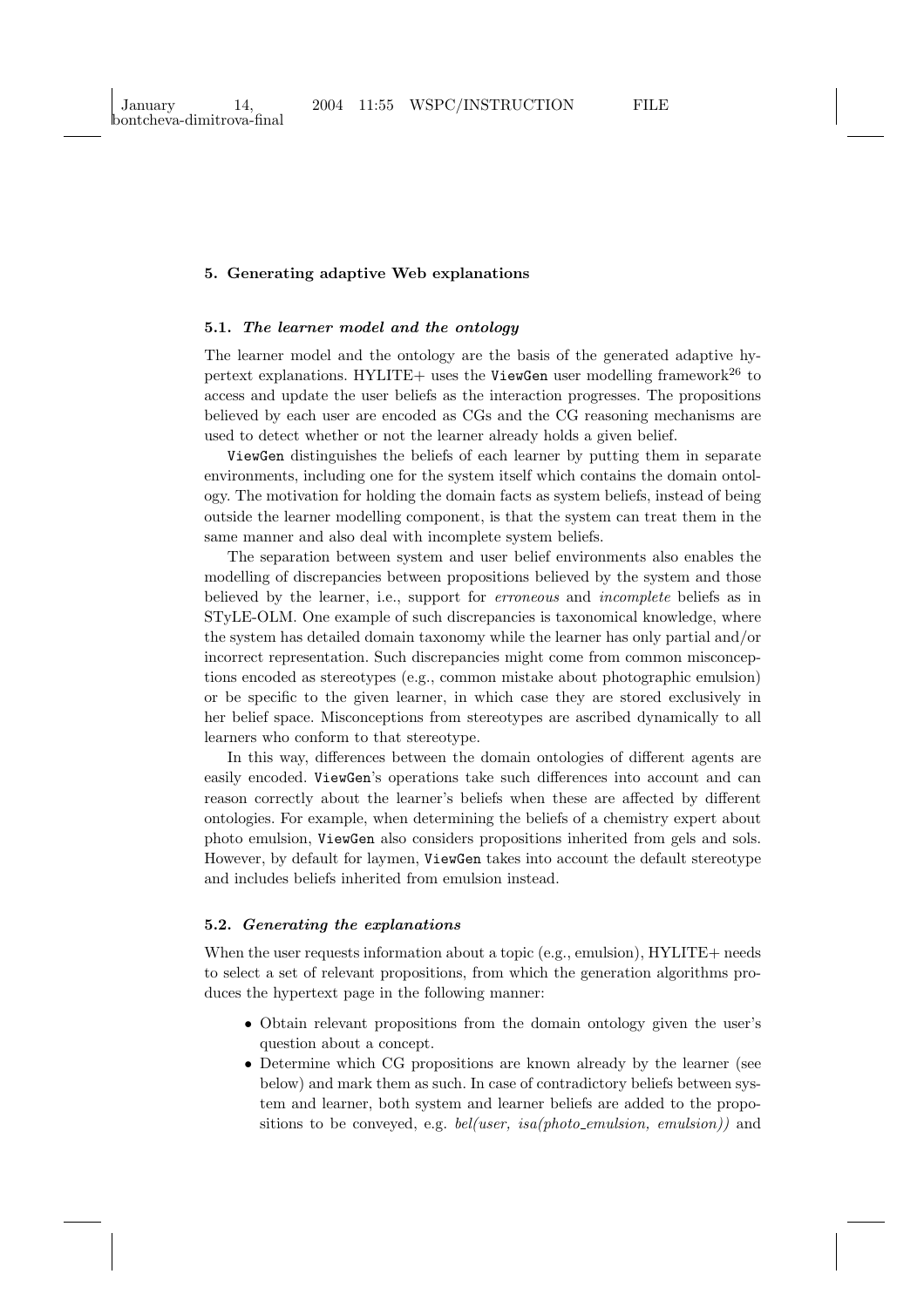## 5. Generating adaptive Web explanations

### 5.1. *The learner model and the ontology*

The learner model and the ontology are the basis of the generated adaptive hypertext explanations. HYLITE+ uses the ViewGen user modelling framework[26] to access and update the user beliefs as the interaction progresses. The propositions believed by each user are encoded as CGs and the CG reasoning mechanisms are used to detect whether or not the learner already holds a given belief.

ViewGen distinguishes the beliefs of each learner by putting them in separate environments, including one for the system itself which contains the domain ontology. The motivation for holding the domain facts as system beliefs, instead of being outside the learner modelling component, is that the system can treat them in the same manner and also deal with incomplete system beliefs.

The separation between system and user belief environments also enables the modelling of discrepancies between propositions believed by the system and those believed by the learner, i.e., support for *erroneous* and *incomplete* beliefs as in STyLE-OLM. One example of such discrepancies is taxonomical knowledge, where the system has detailed domain taxonomy while the learner has only partial and/or incorrect representation. Such discrepancies might come from common misconceptions encoded as stereotypes (e.g., common mistake about photographic emulsion) or be specific to the given learner, in which case they are stored exclusively in her belief space. Misconceptions from stereotypes are ascribed dynamically to all learners who conform to that stereotype.

In this way, differences between the domain ontologies of different agents are easily encoded. ViewGen's operations take such differences into account and can reason correctly about the learner's beliefs when these are affected by different ontologies. For example, when determining the beliefs of a chemistry expert about photo emulsion, ViewGen also considers propositions inherited from gels and sols. However, by default for laymen, ViewGen takes into account the default stereotype and includes beliefs inherited from emulsion instead.

### 5.2. *Generating the explanations*

When the user requests information about a topic (e.g., emulsion), HYLITE+ needs to select a set of relevant propositions, from which the generation algorithms produces the hypertext page in the following manner:

- Obtain relevant propositions from the domain ontology given the user's question about a concept.
- Determine which CG propositions are known already by the learner (see below) and mark them as such. In case of contradictory beliefs between system and learner, both system and learner beliefs are added to the propositions to be conveyed, e.g. *bel(user, isa(photo_emulsion, emulsion))* and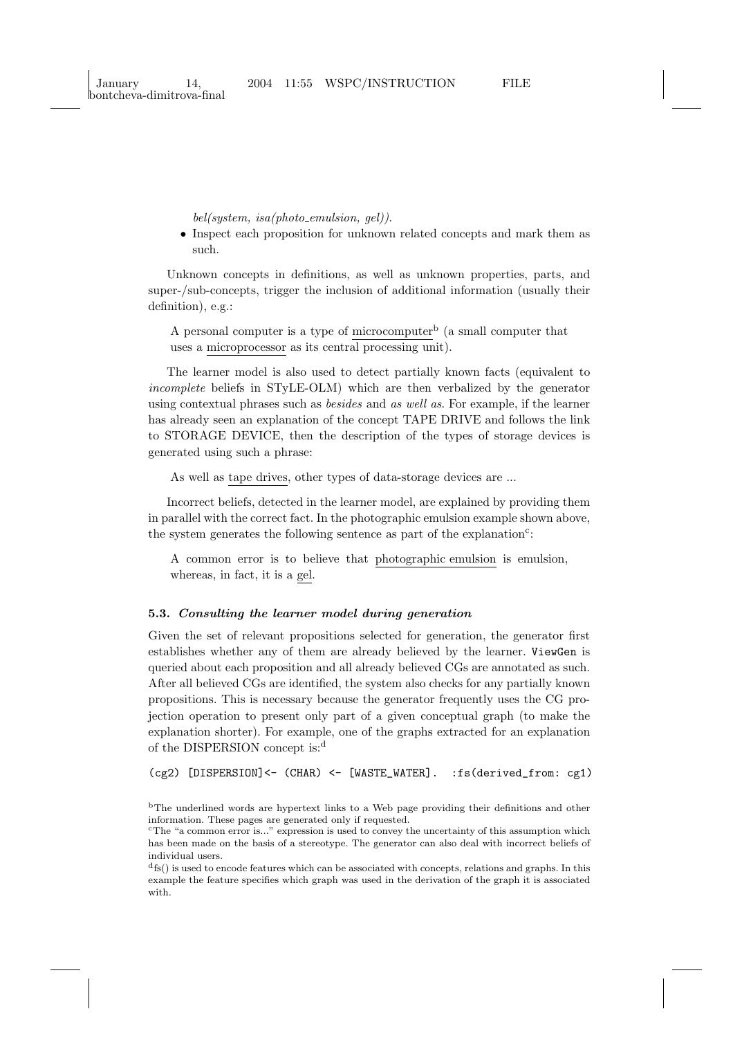*bel(system, isa(photo_emulsion, gel))*.

- Inspect each proposition for unknown related concepts and mark them as such.

Unknown concepts in definitions, as well as unknown properties, parts, and super-/sub-concepts, trigger the inclusion of additional information (usually their definition), e.g.:

> A personal computer is a type of microcomputer[b] (a small computer that uses a microprocessor as its central processing unit).

The learner model is also used to detect partially known facts (equivalent to *incomplete* beliefs in STyLE-OLM) which are then verbalized by the generator using contextual phrases such as *besides* and *as well as*. For example, if the learner has already seen an explanation of the concept TAPE DRIVE and follows the link to STORAGE DEVICE, then the description of the types of storage devices is generated using such a phrase:

> As well as tape drives, other types of data-storage devices are ...

Incorrect beliefs, detected in the learner model, are explained by providing them in parallel with the correct fact. In the photographic emulsion example shown above, the system generates the following sentence as part of the explanation[c]:

> A common error is to believe that photographic emulsion is emulsion, whereas, in fact, it is a gel.

### 5.3. *Consulting the learner model during generation*

Given the set of relevant propositions selected for generation, the generator first establishes whether any of them are already believed by the learner. `ViewGen` is queried about each proposition and all already believed CGs are annotated as such. After all believed CGs are identified, the system also checks for any partially known propositions. This is necessary because the generator frequently uses the CG projection operation to present only part of a given conceptual graph (to make the explanation shorter). For example, one of the graphs extracted for an explanation of the DISPERSION concept is:[d]

```
(cg2) [DISPERSION]<- (CHAR) <- [WASTE_WATER].  :fs(derived_from: cg1)
```

[b]The underlined words are hypertext links to a Web page providing their definitions and other information. These pages are generated only if requested.

[c]The "a common error is..." expression is used to convey the uncertainty of this assumption which has been made on the basis of a stereotype. The generator can also deal with incorrect beliefs of individual users.

[d]fs() is used to encode features which can be associated with concepts, relations and graphs. In this example the feature specifies which graph was used in the derivation of the graph it is associated with.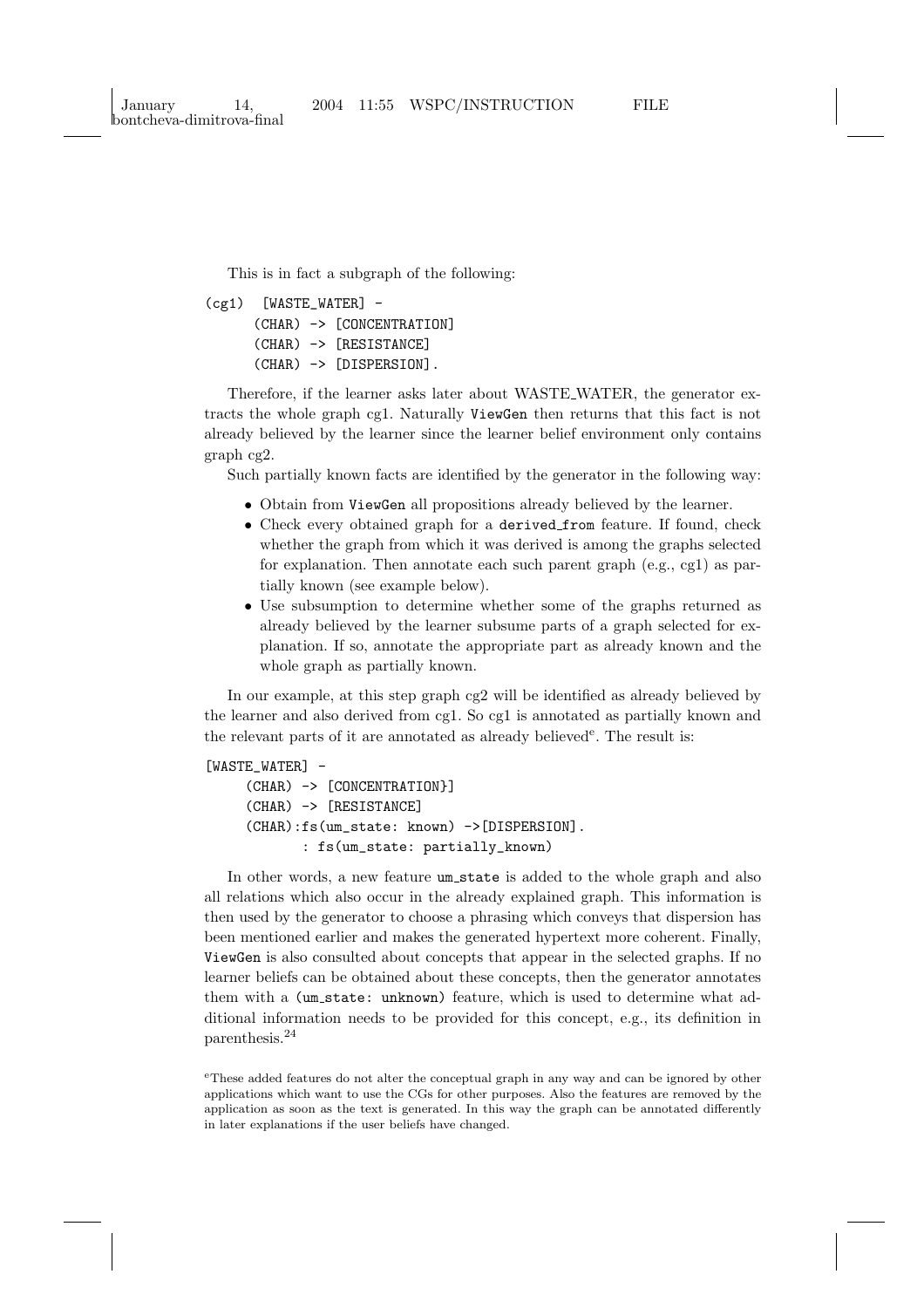This is in fact a subgraph of the following:

```
(cg1)  [WASTE_WATER] -
       (CHAR) -> [CONCENTRATION]
       (CHAR) -> [RESISTANCE]
       (CHAR) -> [DISPERSION].
```

Therefore, if the learner asks later about WASTE_WATER, the generator extracts the whole graph cg1. Naturally `ViewGen` then returns that this fact is not already believed by the learner since the learner belief environment only contains graph cg2.

Such partially known facts are identified by the generator in the following way:

- Obtain from `ViewGen` all propositions already believed by the learner.
- Check every obtained graph for a `derived_from` feature. If found, check whether the graph from which it was derived is among the graphs selected for explanation. Then annotate each such parent graph (e.g., cg1) as partially known (see example below).
- Use subsumption to determine whether some of the graphs returned as already believed by the learner subsume parts of a graph selected for explanation. If so, annotate the appropriate part as already known and the whole graph as partially known.

In our example, at this step graph cg2 will be identified as already believed by the learner and also derived from cg1. So cg1 is annotated as partially known and the relevant parts of it are annotated as already believed[e]. The result is:

```
[WASTE_WATER] -
     (CHAR) -> [CONCENTRATION}]
     (CHAR) -> [RESISTANCE]
     (CHAR):fs(um_state: known) ->[DISPERSION].
            : fs(um_state: partially_known)
```

In other words, a new feature `um_state` is added to the whole graph and also all relations which also occur in the already explained graph. This information is then used by the generator to choose a phrasing which conveys that dispersion has been mentioned earlier and makes the generated hypertext more coherent. Finally, `ViewGen` is also consulted about concepts that appear in the selected graphs. If no learner beliefs can be obtained about these concepts, then the generator annotates them with a `(um_state: unknown)` feature, which is used to determine what additional information needs to be provided for this concept, e.g., its definition in parenthesis.[24]

[e]These added features do not alter the conceptual graph in any way and can be ignored by other applications which want to use the CGs for other purposes. Also the features are removed by the application as soon as the text is generated. In this way the graph can be annotated differently in later explanations if the user beliefs have changed.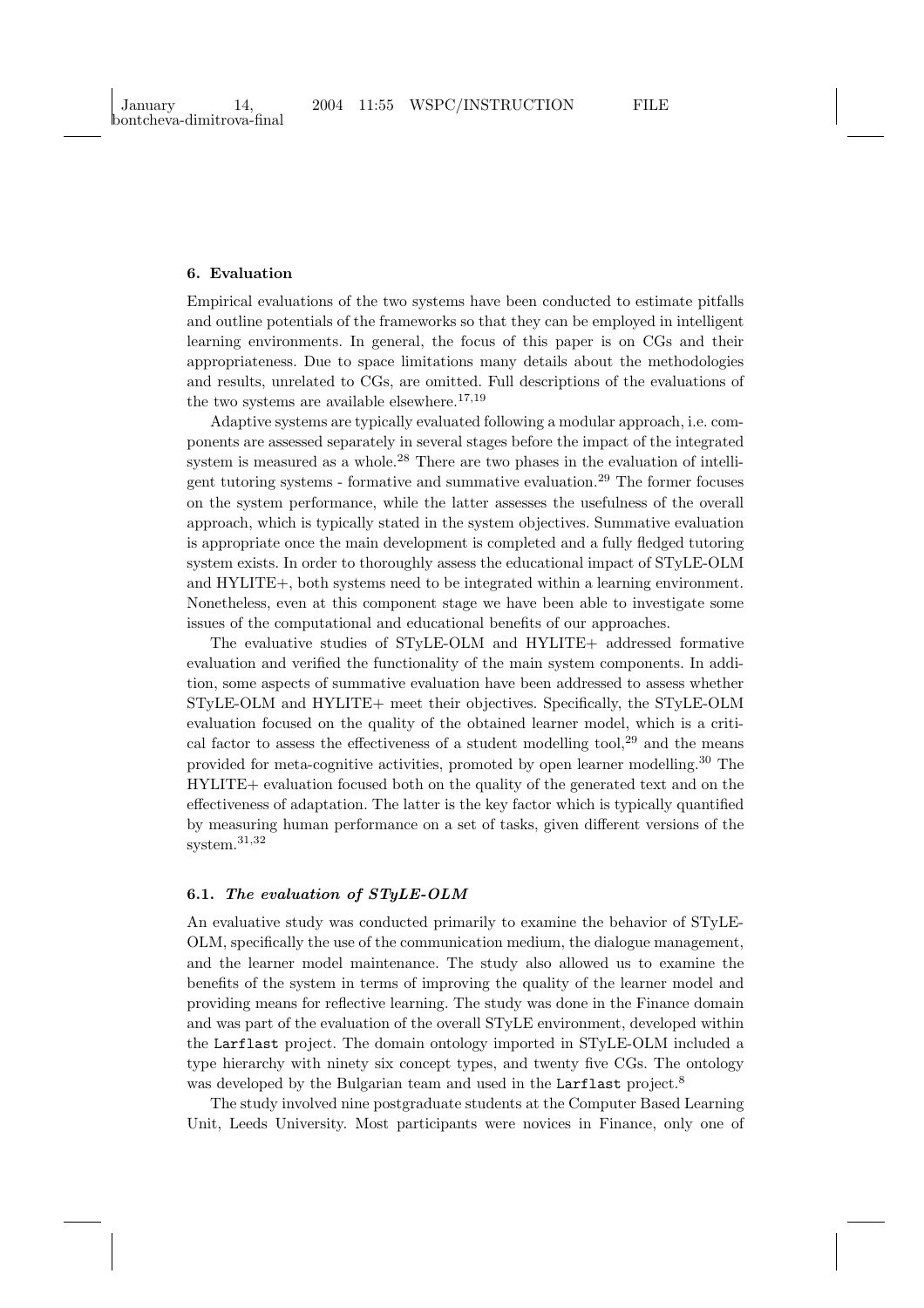## 6. Evaluation

Empirical evaluations of the two systems have been conducted to estimate pitfalls and outline potentials of the frameworks so that they can be employed in intelligent learning environments. In general, the focus of this paper is on CGs and their appropriateness. Due to space limitations many details about the methodologies and results, unrelated to CGs, are omitted. Full descriptions of the evaluations of the two systems are available elsewhere.[17,19]

Adaptive systems are typically evaluated following a modular approach, i.e. components are assessed separately in several stages before the impact of the integrated system is measured as a whole.[28] There are two phases in the evaluation of intelligent tutoring systems - formative and summative evaluation.[29] The former focuses on the system performance, while the latter assesses the usefulness of the overall approach, which is typically stated in the system objectives. Summative evaluation is appropriate once the main development is completed and a fully fledged tutoring system exists. In order to thoroughly assess the educational impact of STyLE-OLM and HYLITE+, both systems need to be integrated within a learning environment. Nonetheless, even at this component stage we have been able to investigate some issues of the computational and educational benefits of our approaches.

The evaluative studies of STyLE-OLM and HYLITE+ addressed formative evaluation and verified the functionality of the main system components. In addition, some aspects of summative evaluation have been addressed to assess whether STyLE-OLM and HYLITE+ meet their objectives. Specifically, the STyLE-OLM evaluation focused on the quality of the obtained learner model, which is a critical factor to assess the effectiveness of a student modelling tool,[29] and the means provided for meta-cognitive activities, promoted by open learner modelling.[30] The HYLITE+ evaluation focused both on the quality of the generated text and on the effectiveness of adaptation. The latter is the key factor which is typically quantified by measuring human performance on a set of tasks, given different versions of the system.[31,32]

### 6.1. *The evaluation of STyLE-OLM*

An evaluative study was conducted primarily to examine the behavior of STyLE-OLM, specifically the use of the communication medium, the dialogue management, and the learner model maintenance. The study also allowed us to examine the benefits of the system in terms of improving the quality of the learner model and providing means for reflective learning. The study was done in the Finance domain and was part of the evaluation of the overall STyLE environment, developed within the `Larflast` project. The domain ontology imported in STyLE-OLM included a type hierarchy with ninety six concept types, and twenty five CGs. The ontology was developed by the Bulgarian team and used in the `Larflast` project.[8]

The study involved nine postgraduate students at the Computer Based Learning Unit, Leeds University. Most participants were novices in Finance, only one of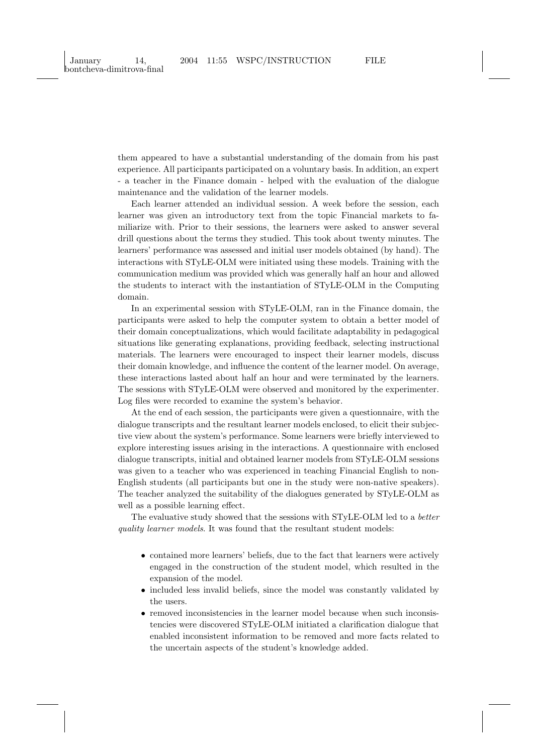them appeared to have a substantial understanding of the domain from his past experience. All participants participated on a voluntary basis. In addition, an expert - a teacher in the Finance domain - helped with the evaluation of the dialogue maintenance and the validation of the learner models.

Each learner attended an individual session. A week before the session, each learner was given an introductory text from the topic Financial markets to familiarize with. Prior to their sessions, the learners were asked to answer several drill questions about the terms they studied. This took about twenty minutes. The learners' performance was assessed and initial user models obtained (by hand). The interactions with STyLE-OLM were initiated using these models. Training with the communication medium was provided which was generally half an hour and allowed the students to interact with the instantiation of STyLE-OLM in the Computing domain.

In an experimental session with STyLE-OLM, ran in the Finance domain, the participants were asked to help the computer system to obtain a better model of their domain conceptualizations, which would facilitate adaptability in pedagogical situations like generating explanations, providing feedback, selecting instructional materials. The learners were encouraged to inspect their learner models, discuss their domain knowledge, and influence the content of the learner model. On average, these interactions lasted about half an hour and were terminated by the learners. The sessions with STyLE-OLM were observed and monitored by the experimenter. Log files were recorded to examine the system's behavior.

At the end of each session, the participants were given a questionnaire, with the dialogue transcripts and the resultant learner models enclosed, to elicit their subjective view about the system's performance. Some learners were briefly interviewed to explore interesting issues arising in the interactions. A questionnaire with enclosed dialogue transcripts, initial and obtained learner models from STyLE-OLM sessions was given to a teacher who was experienced in teaching Financial English to non-English students (all participants but one in the study were non-native speakers). The teacher analyzed the suitability of the dialogues generated by STyLE-OLM as well as a possible learning effect.

The evaluative study showed that the sessions with STyLE-OLM led to a *better quality learner models*. It was found that the resultant student models:

- contained more learners' beliefs, due to the fact that learners were actively engaged in the construction of the student model, which resulted in the expansion of the model.
- included less invalid beliefs, since the model was constantly validated by the users.
- removed inconsistencies in the learner model because when such inconsistencies were discovered STyLE-OLM initiated a clarification dialogue that enabled inconsistent information to be removed and more facts related to the uncertain aspects of the student's knowledge added.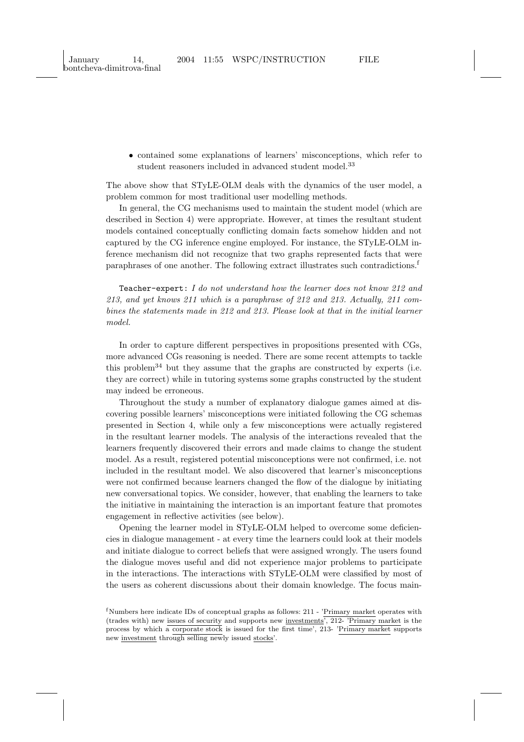- contained some explanations of learners' misconceptions, which refer to student reasoners included in advanced student model.[33]

The above show that STyLE-OLM deals with the dynamics of the user model, a problem common for most traditional user modelling methods.

In general, the CG mechanisms used to maintain the student model (which are described in Section 4) were appropriate. However, at times the resultant student models contained conceptually conflicting domain facts somehow hidden and not captured by the CG inference engine employed. For instance, the STyLE-OLM inference mechanism did not recognize that two graphs represented facts that were paraphrases of one another. The following extract illustrates such contradictions.[f]

`Teacher-expert:` *I do not understand how the learner does not know 212 and 213, and yet knows 211 which is a paraphrase of 212 and 213. Actually, 211 combines the statements made in 212 and 213. Please look at that in the initial learner model.*

In order to capture different perspectives in propositions presented with CGs, more advanced CGs reasoning is needed. There are some recent attempts to tackle this problem[34] but they assume that the graphs are constructed by experts (i.e. they are correct) while in tutoring systems some graphs constructed by the student may indeed be erroneous.

Throughout the study a number of explanatory dialogue games aimed at discovering possible learners' misconceptions were initiated following the CG schemas presented in Section 4, while only a few misconceptions were actually registered in the resultant learner models. The analysis of the interactions revealed that the learners frequently discovered their errors and made claims to change the student model. As a result, registered potential misconceptions were not confirmed, i.e. not included in the resultant model. We also discovered that learner's misconceptions were not confirmed because learners changed the flow of the dialogue by initiating new conversational topics. We consider, however, that enabling the learners to take the initiative in maintaining the interaction is an important feature that promotes engagement in reflective activities (see below).

Opening the learner model in STyLE-OLM helped to overcome some deficiencies in dialogue management - at every time the learners could look at their models and initiate dialogue to correct beliefs that were assigned wrongly. The users found the dialogue moves useful and did not experience major problems to participate in the interactions. The interactions with STyLE-OLM were classified by most of the users as coherent discussions about their domain knowledge. The focus main-

[f] Numbers here indicate IDs of conceptual graphs as follows: 211 - 'Primary market operates with (trades with) new issues of security and supports new investments', 212- 'Primary market is the process by which a corporate stock is issued for the first time', 213- 'Primary market supports new investment through selling newly issued stocks'.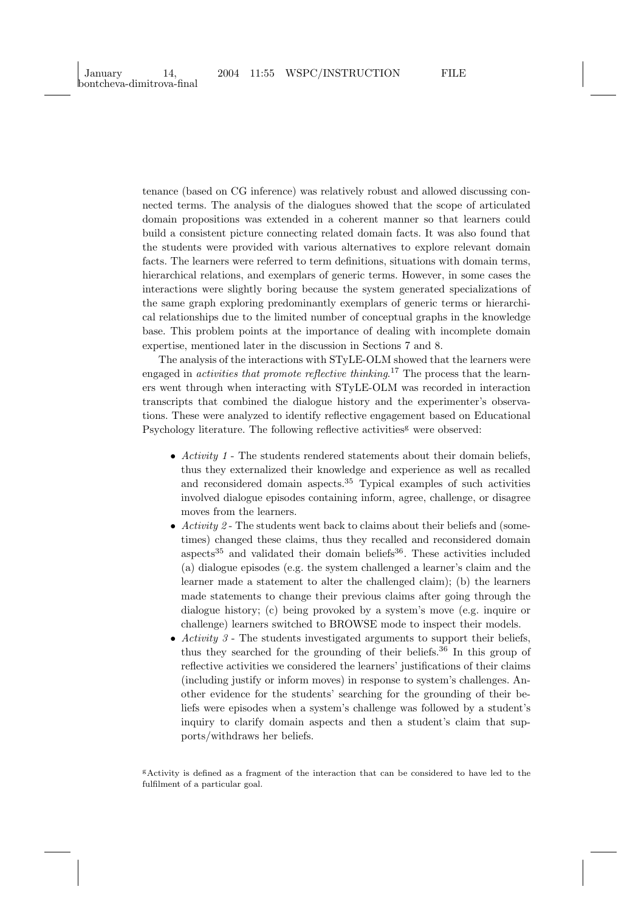tenance (based on CG inference) was relatively robust and allowed discussing connected terms. The analysis of the dialogues showed that the scope of articulated domain propositions was extended in a coherent manner so that learners could build a consistent picture connecting related domain facts. It was also found that the students were provided with various alternatives to explore relevant domain facts. The learners were referred to term definitions, situations with domain terms, hierarchical relations, and exemplars of generic terms. However, in some cases the interactions were slightly boring because the system generated specializations of the same graph exploring predominantly exemplars of generic terms or hierarchical relationships due to the limited number of conceptual graphs in the knowledge base. This problem points at the importance of dealing with incomplete domain expertise, mentioned later in the discussion in Sections 7 and 8.

The analysis of the interactions with STyLE-OLM showed that the learners were engaged in *activities that promote reflective thinking*.[17] The process that the learners went through when interacting with STyLE-OLM was recorded in interaction transcripts that combined the dialogue history and the experimenter's observations. These were analyzed to identify reflective engagement based on Educational Psychology literature. The following reflective activities[g] were observed:

- *Activity 1* - The students rendered statements about their domain beliefs, thus they externalized their knowledge and experience as well as recalled and reconsidered domain aspects.[35] Typical examples of such activities involved dialogue episodes containing inform, agree, challenge, or disagree moves from the learners.
- *Activity 2* - The students went back to claims about their beliefs and (sometimes) changed these claims, thus they recalled and reconsidered domain aspects[35] and validated their domain beliefs[36]. These activities included (a) dialogue episodes (e.g. the system challenged a learner's claim and the learner made a statement to alter the challenged claim); (b) the learners made statements to change their previous claims after going through the dialogue history; (c) being provoked by a system's move (e.g. inquire or challenge) learners switched to BROWSE mode to inspect their models.
- *Activity 3* - The students investigated arguments to support their beliefs, thus they searched for the grounding of their beliefs.[36] In this group of reflective activities we considered the learners' justifications of their claims (including justify or inform moves) in response to system's challenges. Another evidence for the students' searching for the grounding of their beliefs were episodes when a system's challenge was followed by a student's inquiry to clarify domain aspects and then a student's claim that supports/withdraws her beliefs.

[g]Activity is defined as a fragment of the interaction that can be considered to have led to the fulfilment of a particular goal.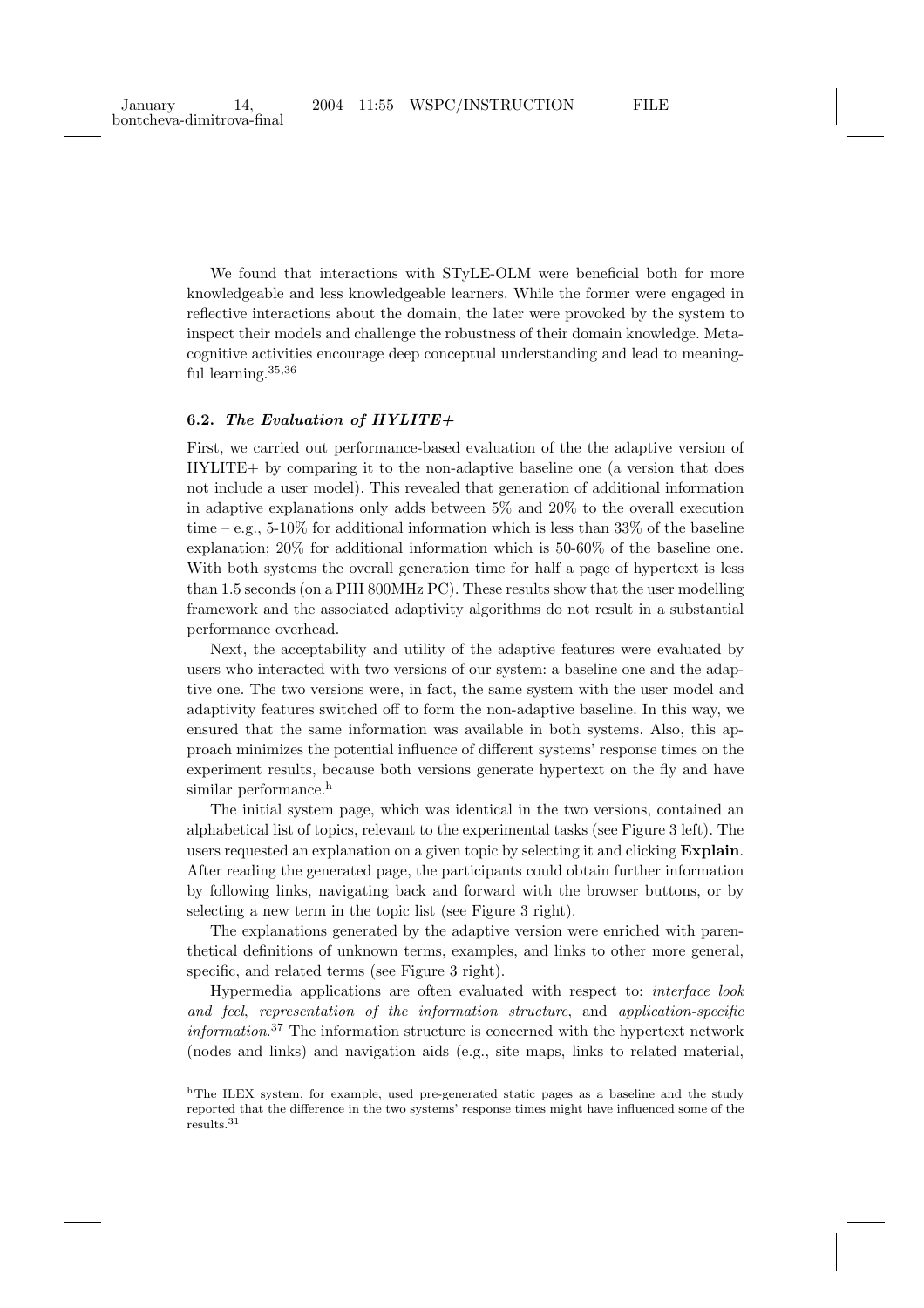We found that interactions with STyLE-OLM were beneficial both for more knowledgeable and less knowledgeable learners. While the former were engaged in reflective interactions about the domain, the later were provoked by the system to inspect their models and challenge the robustness of their domain knowledge. Metacognitive activities encourage deep conceptual understanding and lead to meaningful learning.[35,36]

### 6.2. *The Evaluation of HYLITE+*

First, we carried out performance-based evaluation of the the adaptive version of HYLITE+ by comparing it to the non-adaptive baseline one (a version that does not include a user model). This revealed that generation of additional information in adaptive explanations only adds between 5% and 20% to the overall execution time – e.g., 5-10% for additional information which is less than 33% of the baseline explanation; 20% for additional information which is 50-60% of the baseline one. With both systems the overall generation time for half a page of hypertext is less than 1.5 seconds (on a PIII 800MHz PC). These results show that the user modelling framework and the associated adaptivity algorithms do not result in a substantial performance overhead.

Next, the acceptability and utility of the adaptive features were evaluated by users who interacted with two versions of our system: a baseline one and the adaptive one. The two versions were, in fact, the same system with the user model and adaptivity features switched off to form the non-adaptive baseline. In this way, we ensured that the same information was available in both systems. Also, this approach minimizes the potential influence of different systems' response times on the experiment results, because both versions generate hypertext on the fly and have similar performance.[h]

The initial system page, which was identical in the two versions, contained an alphabetical list of topics, relevant to the experimental tasks (see Figure 3 left). The users requested an explanation on a given topic by selecting it and clicking **Explain**. After reading the generated page, the participants could obtain further information by following links, navigating back and forward with the browser buttons, or by selecting a new term in the topic list (see Figure 3 right).

The explanations generated by the adaptive version were enriched with parenthetical definitions of unknown terms, examples, and links to other more general, specific, and related terms (see Figure 3 right).

Hypermedia applications are often evaluated with respect to: *interface look and feel*, *representation of the information structure*, and *application-specific information*.[37] The information structure is concerned with the hypertext network (nodes and links) and navigation aids (e.g., site maps, links to related material,

[h] The ILEX system, for example, used pre-generated static pages as a baseline and the study reported that the difference in the two systems' response times might have influenced some of the results.[31]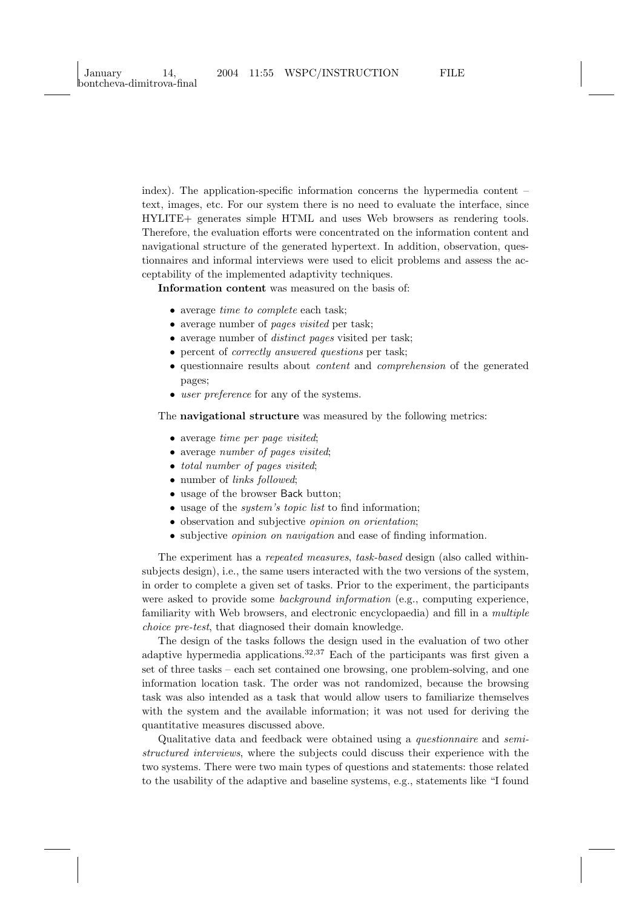index). The application-specific information concerns the hypermedia content – text, images, etc. For our system there is no need to evaluate the interface, since HYLITE+ generates simple HTML and uses Web browsers as rendering tools. Therefore, the evaluation efforts were concentrated on the information content and navigational structure of the generated hypertext. In addition, observation, questionnaires and informal interviews were used to elicit problems and assess the acceptability of the implemented adaptivity techniques.

**Information content** was measured on the basis of:

- average *time to complete* each task;
- average number of *pages visited* per task;
- average number of *distinct pages* visited per task;
- percent of *correctly answered questions* per task;
- questionnaire results about *content* and *comprehension* of the generated pages;
- *user preference* for any of the systems.

The **navigational structure** was measured by the following metrics:

- average *time per page visited*;
- average *number of pages visited*;
- *total number of pages visited*;
- number of *links followed*;
- usage of the browser Back button;
- usage of the *system's topic list* to find information;
- observation and subjective *opinion on orientation*;
- subjective *opinion on navigation* and ease of finding information.

The experiment has a *repeated measures*, *task-based* design (also called within-subjects design), i.e., the same users interacted with the two versions of the system, in order to complete a given set of tasks. Prior to the experiment, the participants were asked to provide some *background information* (e.g., computing experience, familiarity with Web browsers, and electronic encyclopaedia) and fill in a *multiple choice pre-test*, that diagnosed their domain knowledge.

The design of the tasks follows the design used in the evaluation of two other adaptive hypermedia applications.[32,37] Each of the participants was first given a set of three tasks – each set contained one browsing, one problem-solving, and one information location task. The order was not randomized, because the browsing task was also intended as a task that would allow users to familiarize themselves with the system and the available information; it was not used for deriving the quantitative measures discussed above.

Qualitative data and feedback were obtained using a *questionnaire* and *semi-structured interviews*, where the subjects could discuss their experience with the two systems. There were two main types of questions and statements: those related to the usability of the adaptive and baseline systems, e.g., statements like "I found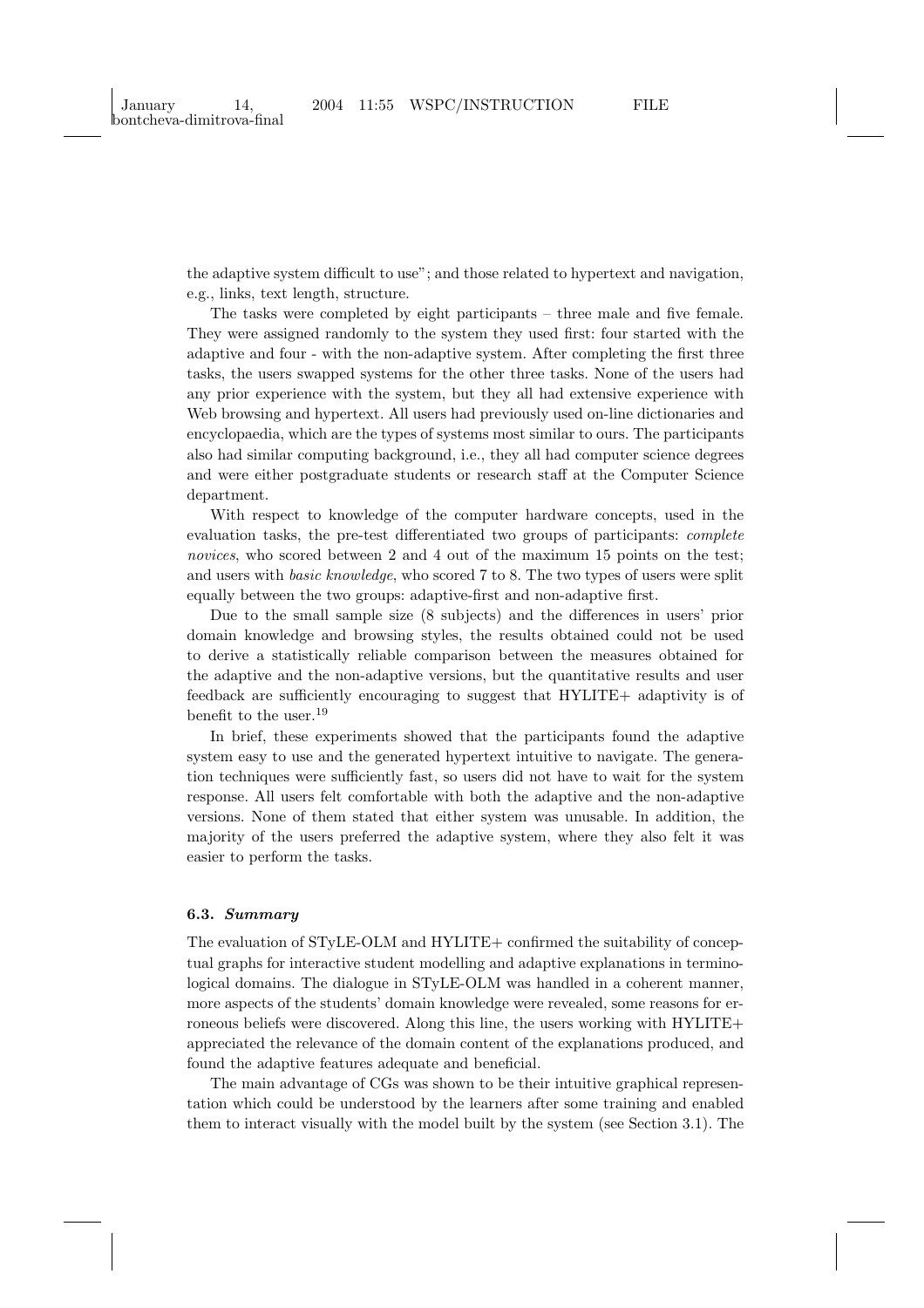the adaptive system difficult to use"; and those related to hypertext and navigation, e.g., links, text length, structure.

The tasks were completed by eight participants – three male and five female. They were assigned randomly to the system they used first: four started with the adaptive and four - with the non-adaptive system. After completing the first three tasks, the users swapped systems for the other three tasks. None of the users had any prior experience with the system, but they all had extensive experience with Web browsing and hypertext. All users had previously used on-line dictionaries and encyclopaedia, which are the types of systems most similar to ours. The participants also had similar computing background, i.e., they all had computer science degrees and were either postgraduate students or research staff at the Computer Science department.

With respect to knowledge of the computer hardware concepts, used in the evaluation tasks, the pre-test differentiated two groups of participants: *complete novices*, who scored between 2 and 4 out of the maximum 15 points on the test; and users with *basic knowledge*, who scored 7 to 8. The two types of users were split equally between the two groups: adaptive-first and non-adaptive first.

Due to the small sample size (8 subjects) and the differences in users' prior domain knowledge and browsing styles, the results obtained could not be used to derive a statistically reliable comparison between the measures obtained for the adaptive and the non-adaptive versions, but the quantitative results and user feedback are sufficiently encouraging to suggest that HYLITE+ adaptivity is of benefit to the user.[19]

In brief, these experiments showed that the participants found the adaptive system easy to use and the generated hypertext intuitive to navigate. The generation techniques were sufficiently fast, so users did not have to wait for the system response. All users felt comfortable with both the adaptive and the non-adaptive versions. None of them stated that either system was unusable. In addition, the majority of the users preferred the adaptive system, where they also felt it was easier to perform the tasks.

### 6.3. *Summary*

The evaluation of STyLE-OLM and HYLITE+ confirmed the suitability of conceptual graphs for interactive student modelling and adaptive explanations in terminological domains. The dialogue in STyLE-OLM was handled in a coherent manner, more aspects of the students' domain knowledge were revealed, some reasons for erroneous beliefs were discovered. Along this line, the users working with HYLITE+ appreciated the relevance of the domain content of the explanations produced, and found the adaptive features adequate and beneficial.

The main advantage of CGs was shown to be their intuitive graphical representation which could be understood by the learners after some training and enabled them to interact visually with the model built by the system (see Section 3.1). The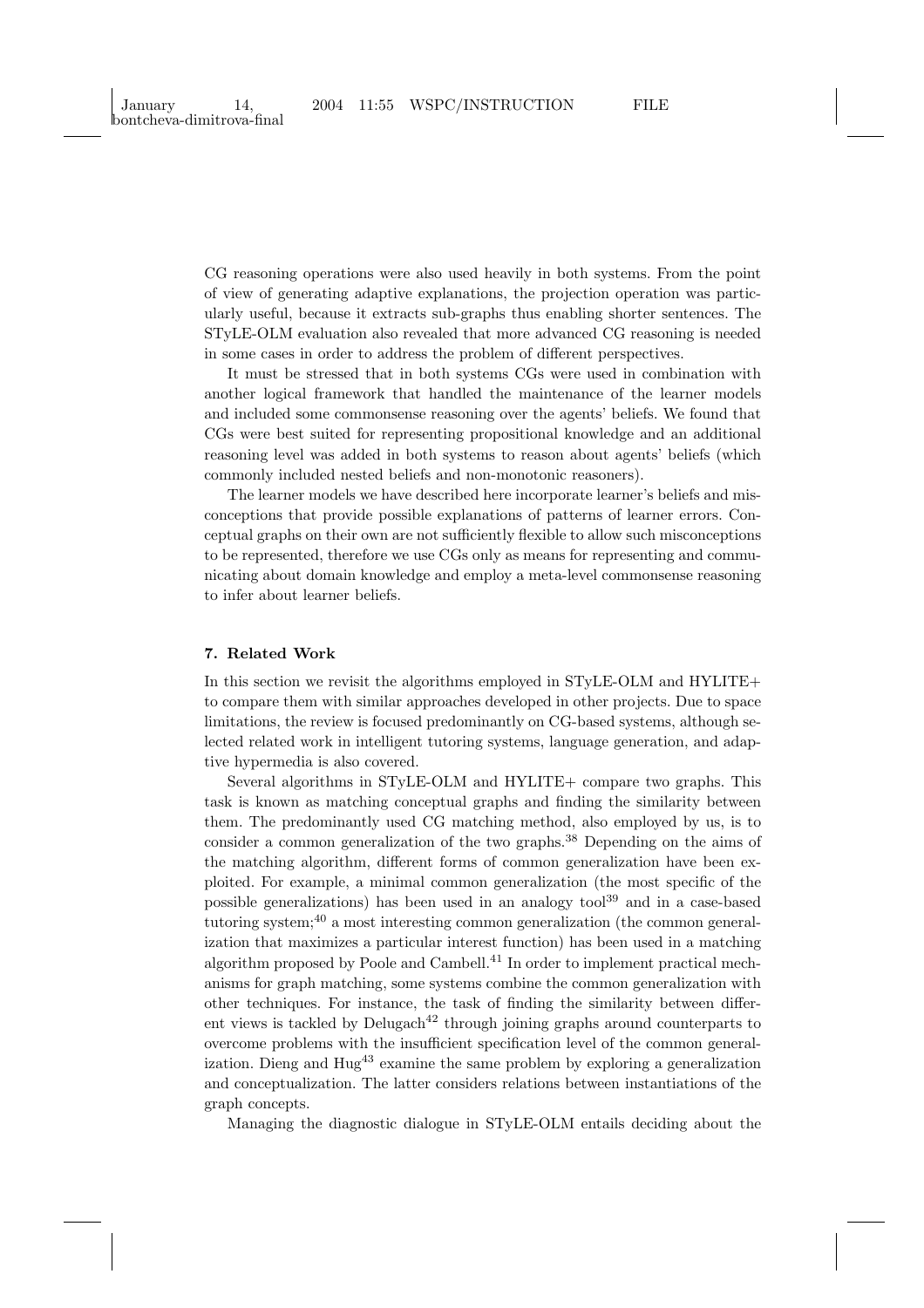CG reasoning operations were also used heavily in both systems. From the point of view of generating adaptive explanations, the projection operation was particularly useful, because it extracts sub-graphs thus enabling shorter sentences. The STyLE-OLM evaluation also revealed that more advanced CG reasoning is needed in some cases in order to address the problem of different perspectives.

It must be stressed that in both systems CGs were used in combination with another logical framework that handled the maintenance of the learner models and included some commonsense reasoning over the agents' beliefs. We found that CGs were best suited for representing propositional knowledge and an additional reasoning level was added in both systems to reason about agents' beliefs (which commonly included nested beliefs and non-monotonic reasoners).

The learner models we have described here incorporate learner's beliefs and misconceptions that provide possible explanations of patterns of learner errors. Conceptual graphs on their own are not sufficiently flexible to allow such misconceptions to be represented, therefore we use CGs only as means for representing and communicating about domain knowledge and employ a meta-level commonsense reasoning to infer about learner beliefs.

## 7. Related Work

In this section we revisit the algorithms employed in STyLE-OLM and HYLITE+ to compare them with similar approaches developed in other projects. Due to space limitations, the review is focused predominantly on CG-based systems, although selected related work in intelligent tutoring systems, language generation, and adaptive hypermedia is also covered.

Several algorithms in STyLE-OLM and HYLITE+ compare two graphs. This task is known as matching conceptual graphs and finding the similarity between them. The predominantly used CG matching method, also employed by us, is to consider a common generalization of the two graphs.[38] Depending on the aims of the matching algorithm, different forms of common generalization have been exploited. For example, a minimal common generalization (the most specific of the possible generalizations) has been used in an analogy tool[39] and in a case-based tutoring system;[40] a most interesting common generalization (the common generalization that maximizes a particular interest function) has been used in a matching algorithm proposed by Poole and Cambell.[41] In order to implement practical mechanisms for graph matching, some systems combine the common generalization with other techniques. For instance, the task of finding the similarity between different views is tackled by Delugach[42] through joining graphs around counterparts to overcome problems with the insufficient specification level of the common generalization. Dieng and Hug[43] examine the same problem by exploring a generalization and conceptualization. The latter considers relations between instantiations of the graph concepts.

Managing the diagnostic dialogue in STyLE-OLM entails deciding about the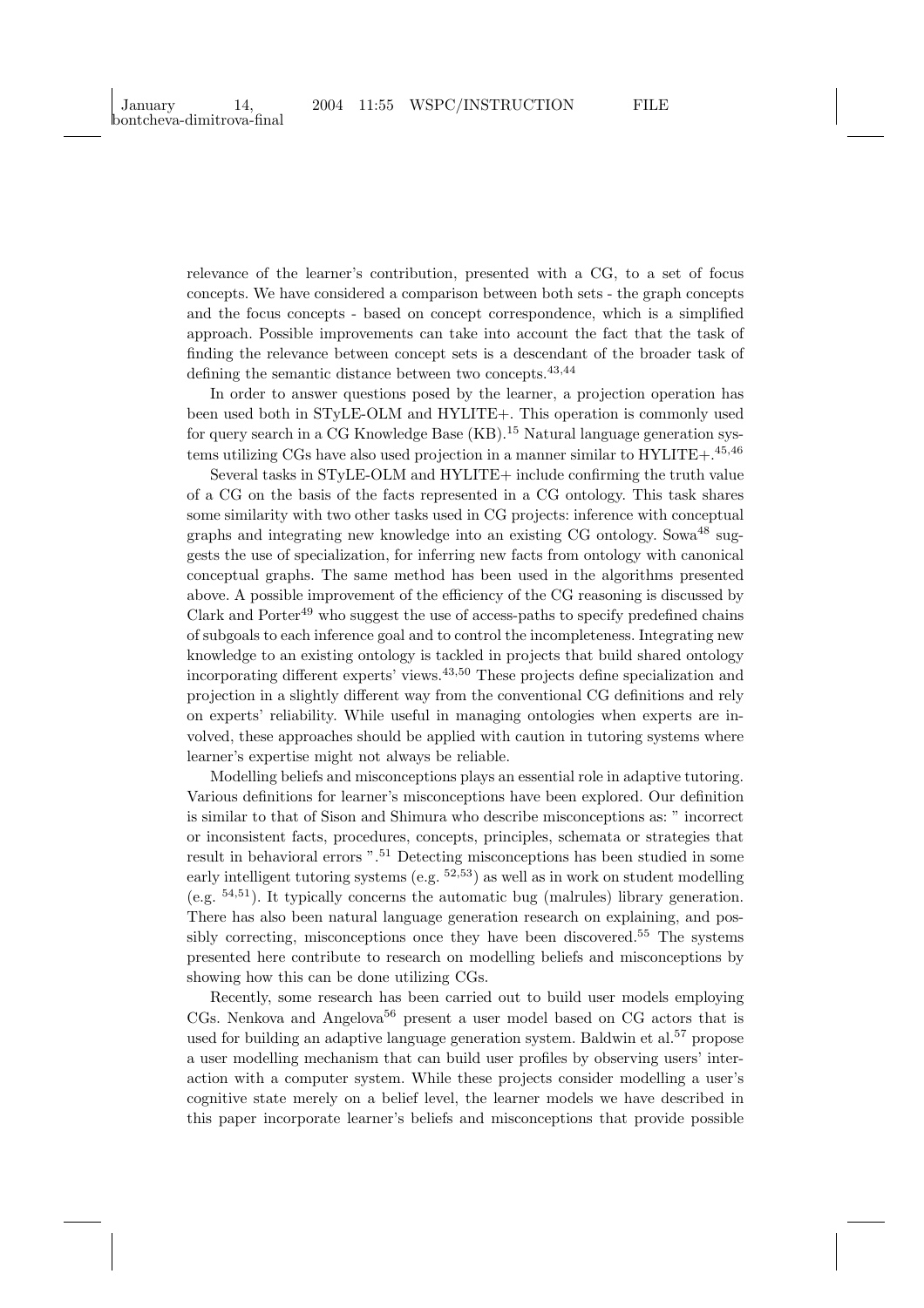relevance of the learner's contribution, presented with a CG, to a set of focus concepts. We have considered a comparison between both sets - the graph concepts and the focus concepts - based on concept correspondence, which is a simplified approach. Possible improvements can take into account the fact that the task of finding the relevance between concept sets is a descendant of the broader task of defining the semantic distance between two concepts.[43,44]

In order to answer questions posed by the learner, a projection operation has been used both in STyLE-OLM and HYLITE+. This operation is commonly used for query search in a CG Knowledge Base (KB).[15] Natural language generation systems utilizing CGs have also used projection in a manner similar to HYLITE+.[45,46]

Several tasks in STyLE-OLM and HYLITE+ include confirming the truth value of a CG on the basis of the facts represented in a CG ontology. This task shares some similarity with two other tasks used in CG projects: inference with conceptual graphs and integrating new knowledge into an existing CG ontology. Sowa[48] suggests the use of specialization, for inferring new facts from ontology with canonical conceptual graphs. The same method has been used in the algorithms presented above. A possible improvement of the efficiency of the CG reasoning is discussed by Clark and Porter[49] who suggest the use of access-paths to specify predefined chains of subgoals to each inference goal and to control the incompleteness. Integrating new knowledge to an existing ontology is tackled in projects that build shared ontology incorporating different experts' views.[43,50] These projects define specialization and projection in a slightly different way from the conventional CG definitions and rely on experts' reliability. While useful in managing ontologies when experts are involved, these approaches should be applied with caution in tutoring systems where learner's expertise might not always be reliable.

Modelling beliefs and misconceptions plays an essential role in adaptive tutoring. Various definitions for learner's misconceptions have been explored. Our definition is similar to that of Sison and Shimura who describe misconceptions as: " incorrect or inconsistent facts, procedures, concepts, principles, schemata or strategies that result in behavioral errors ".[51] Detecting misconceptions has been studied in some early intelligent tutoring systems (e.g. [52,53]) as well as in work on student modelling (e.g. [54,51]). It typically concerns the automatic bug (malrules) library generation. There has also been natural language generation research on explaining, and possibly correcting, misconceptions once they have been discovered.[55] The systems presented here contribute to research on modelling beliefs and misconceptions by showing how this can be done utilizing CGs.

Recently, some research has been carried out to build user models employing CGs. Nenkova and Angelova[56] present a user model based on CG actors that is used for building an adaptive language generation system. Baldwin et al.[57] propose a user modelling mechanism that can build user profiles by observing users' interaction with a computer system. While these projects consider modelling a user's cognitive state merely on a belief level, the learner models we have described in this paper incorporate learner's beliefs and misconceptions that provide possible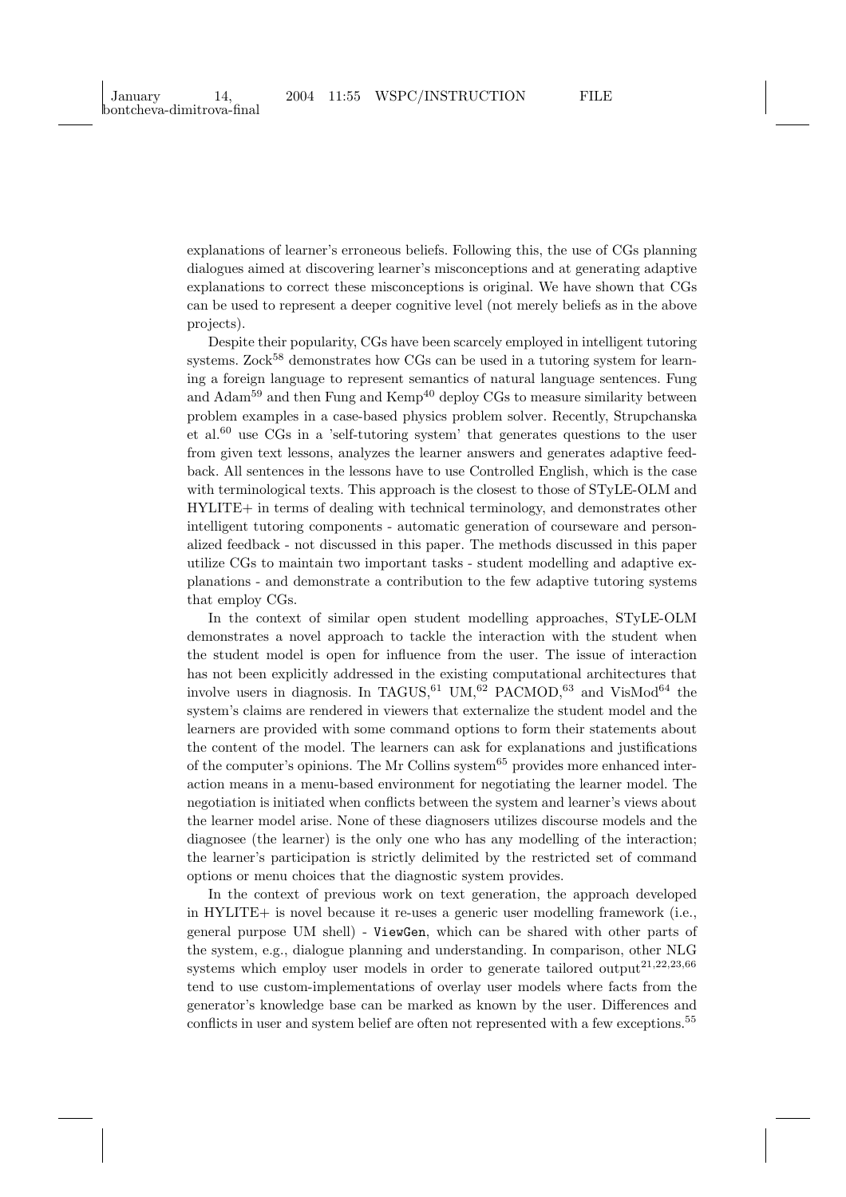explanations of learner's erroneous beliefs. Following this, the use of CGs planning dialogues aimed at discovering learner's misconceptions and at generating adaptive explanations to correct these misconceptions is original. We have shown that CGs can be used to represent a deeper cognitive level (not merely beliefs as in the above projects).

Despite their popularity, CGs have been scarcely employed in intelligent tutoring systems. Zock[58] demonstrates how CGs can be used in a tutoring system for learning a foreign language to represent semantics of natural language sentences. Fung and Adam[59] and then Fung and Kemp[40] deploy CGs to measure similarity between problem examples in a case-based physics problem solver. Recently, Strupchanska et al.[60] use CGs in a 'self-tutoring system' that generates questions to the user from given text lessons, analyzes the learner answers and generates adaptive feedback. All sentences in the lessons have to use Controlled English, which is the case with terminological texts. This approach is the closest to those of STyLE-OLM and HYLITE+ in terms of dealing with technical terminology, and demonstrates other intelligent tutoring components - automatic generation of courseware and personalized feedback - not discussed in this paper. The methods discussed in this paper utilize CGs to maintain two important tasks - student modelling and adaptive explanations - and demonstrate a contribution to the few adaptive tutoring systems that employ CGs.

In the context of similar open student modelling approaches, STyLE-OLM demonstrates a novel approach to tackle the interaction with the student when the student model is open for influence from the user. The issue of interaction has not been explicitly addressed in the existing computational architectures that involve users in diagnosis. In TAGUS,[61] UM,[62] PACMOD,[63] and VisMod[64] the system's claims are rendered in viewers that externalize the student model and the learners are provided with some command options to form their statements about the content of the model. The learners can ask for explanations and justifications of the computer's opinions. The Mr Collins system[65] provides more enhanced interaction means in a menu-based environment for negotiating the learner model. The negotiation is initiated when conflicts between the system and learner's views about the learner model arise. None of these diagnosers utilizes discourse models and the diagnosee (the learner) is the only one who has any modelling of the interaction; the learner's participation is strictly delimited by the restricted set of command options or menu choices that the diagnostic system provides.

In the context of previous work on text generation, the approach developed in HYLITE+ is novel because it re-uses a generic user modelling framework (i.e., general purpose UM shell) - `ViewGen`, which can be shared with other parts of the system, e.g., dialogue planning and understanding. In comparison, other NLG systems which employ user models in order to generate tailored output[21,22,23,66] tend to use custom-implementations of overlay user models where facts from the generator's knowledge base can be marked as known by the user. Differences and conflicts in user and system belief are often not represented with a few exceptions.[55]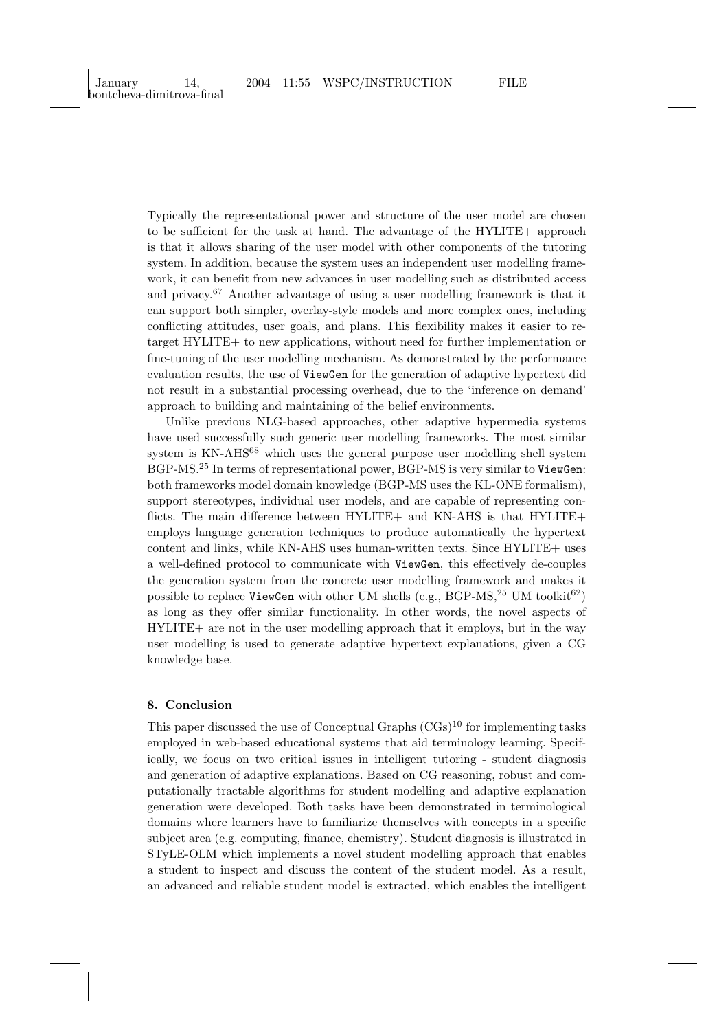Typically the representational power and structure of the user model are chosen to be sufficient for the task at hand. The advantage of the HYLITE+ approach is that it allows sharing of the user model with other components of the tutoring system. In addition, because the system uses an independent user modelling framework, it can benefit from new advances in user modelling such as distributed access and privacy.[67] Another advantage of using a user modelling framework is that it can support both simpler, overlay-style models and more complex ones, including conflicting attitudes, user goals, and plans. This flexibility makes it easier to retarget HYLITE+ to new applications, without need for further implementation or fine-tuning of the user modelling mechanism. As demonstrated by the performance evaluation results, the use of `ViewGen` for the generation of adaptive hypertext did not result in a substantial processing overhead, due to the 'inference on demand' approach to building and maintaining of the belief environments.

Unlike previous NLG-based approaches, other adaptive hypermedia systems have used successfully such generic user modelling frameworks. The most similar system is KN-AHS[68] which uses the general purpose user modelling shell system BGP-MS.[25] In terms of representational power, BGP-MS is very similar to `ViewGen`: both frameworks model domain knowledge (BGP-MS uses the KL-ONE formalism), support stereotypes, individual user models, and are capable of representing conflicts. The main difference between HYLITE+ and KN-AHS is that HYLITE+ employs language generation techniques to produce automatically the hypertext content and links, while KN-AHS uses human-written texts. Since HYLITE+ uses a well-defined protocol to communicate with `ViewGen`, this effectively de-couples the generation system from the concrete user modelling framework and makes it possible to replace `ViewGen` with other UM shells (e.g., BGP-MS,[25] UM toolkit[62]) as long as they offer similar functionality. In other words, the novel aspects of HYLITE+ are not in the user modelling approach that it employs, but in the way user modelling is used to generate adaptive hypertext explanations, given a CG knowledge base.

## 8. Conclusion

This paper discussed the use of Conceptual Graphs (CGs)[10] for implementing tasks employed in web-based educational systems that aid terminology learning. Specifically, we focus on two critical issues in intelligent tutoring - student diagnosis and generation of adaptive explanations. Based on CG reasoning, robust and computationally tractable algorithms for student modelling and adaptive explanation generation were developed. Both tasks have been demonstrated in terminological domains where learners have to familiarize themselves with concepts in a specific subject area (e.g. computing, finance, chemistry). Student diagnosis is illustrated in STyLE-OLM which implements a novel student modelling approach that enables a student to inspect and discuss the content of the student model. As a result, an advanced and reliable student model is extracted, which enables the intelligent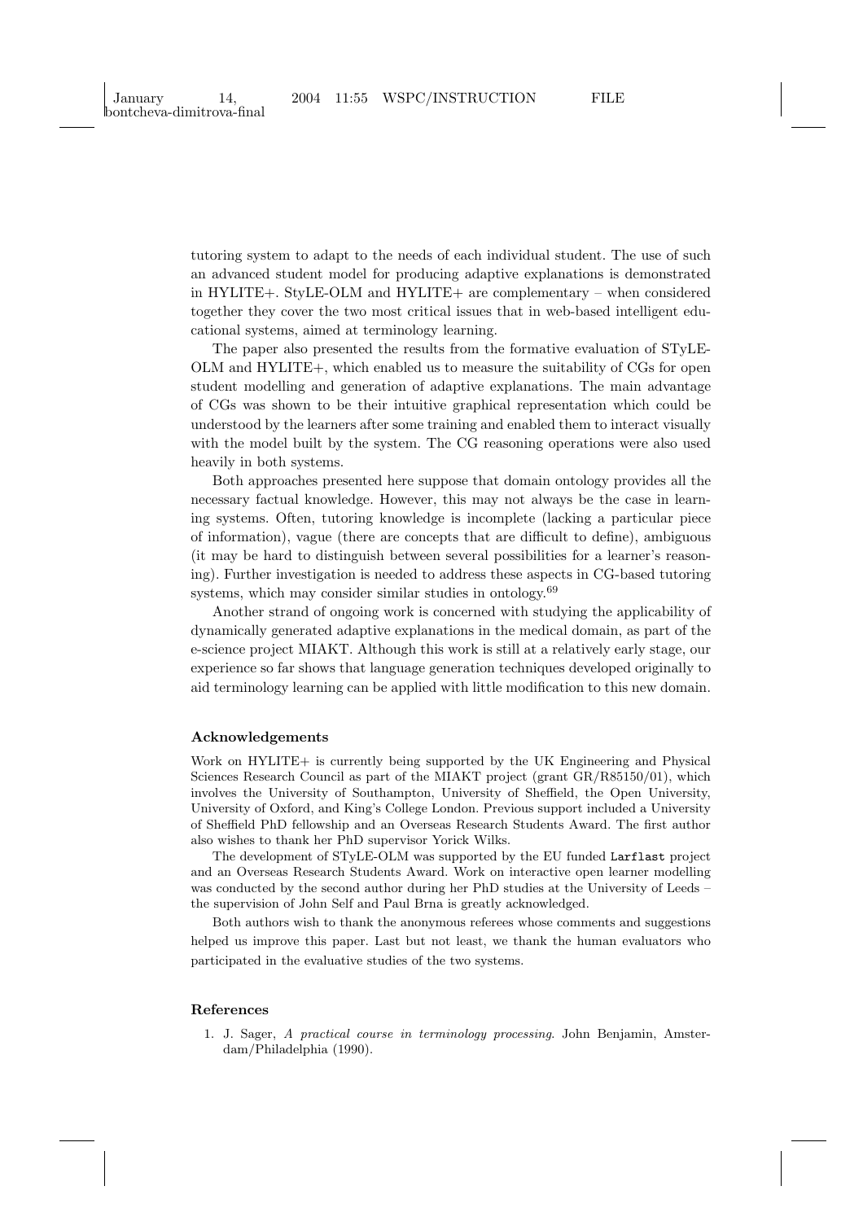tutoring system to adapt to the needs of each individual student. The use of such an advanced student model for producing adaptive explanations is demonstrated in HYLITE+. StyLE-OLM and HYLITE+ are complementary – when considered together they cover the two most critical issues that in web-based intelligent educational systems, aimed at terminology learning.

The paper also presented the results from the formative evaluation of STyLE-OLM and HYLITE+, which enabled us to measure the suitability of CGs for open student modelling and generation of adaptive explanations. The main advantage of CGs was shown to be their intuitive graphical representation which could be understood by the learners after some training and enabled them to interact visually with the model built by the system. The CG reasoning operations were also used heavily in both systems.

Both approaches presented here suppose that domain ontology provides all the necessary factual knowledge. However, this may not always be the case in learning systems. Often, tutoring knowledge is incomplete (lacking a particular piece of information), vague (there are concepts that are difficult to define), ambiguous (it may be hard to distinguish between several possibilities for a learner's reasoning). Further investigation is needed to address these aspects in CG-based tutoring systems, which may consider similar studies in ontology.[69]

Another strand of ongoing work is concerned with studying the applicability of dynamically generated adaptive explanations in the medical domain, as part of the e-science project MIAKT. Although this work is still at a relatively early stage, our experience so far shows that language generation techniques developed originally to aid terminology learning can be applied with little modification to this new domain.

### Acknowledgements

Work on HYLITE+ is currently being supported by the UK Engineering and Physical Sciences Research Council as part of the MIAKT project (grant GR/R85150/01), which involves the University of Southampton, University of Sheffield, the Open University, University of Oxford, and King's College London. Previous support included a University of Sheffield PhD fellowship and an Overseas Research Students Award. The first author also wishes to thank her PhD supervisor Yorick Wilks.

The development of STyLE-OLM was supported by the EU funded `Larflast` project and an Overseas Research Students Award. Work on interactive open learner modelling was conducted by the second author during her PhD studies at the University of Leeds – the supervision of John Self and Paul Brna is greatly acknowledged.

Both authors wish to thank the anonymous referees whose comments and suggestions helped us improve this paper. Last but not least, we thank the human evaluators who participated in the evaluative studies of the two systems.

### References

1. J. Sager, *A practical course in terminology processing*. John Benjamin, Amsterdam/Philadelphia (1990).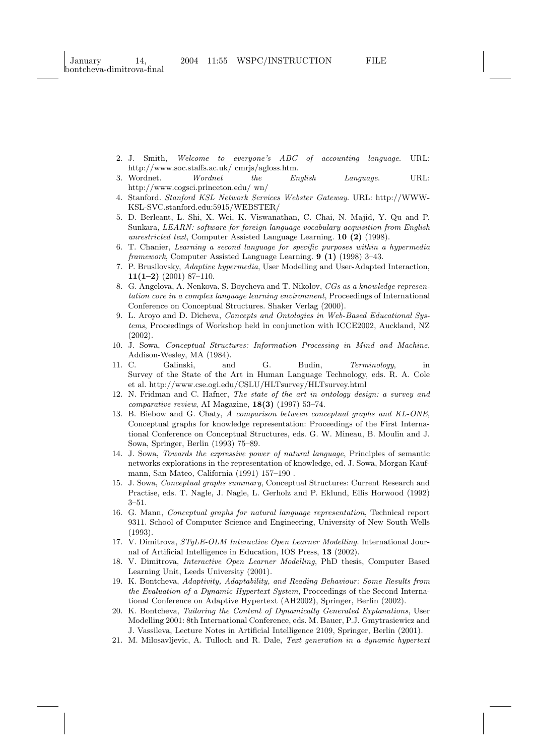2. J. Smith, *Welcome to everyone's ABC of accounting language.* URL: http://www.soc.staffs.ac.uk/ cmrjs/agloss.htm.
3. Wordnet. *Wordnet the English Language.* URL: http://www.cogsci.princeton.edu/ wn/
4. Stanford. *Stanford KSL Network Services Webster Gateway*. URL: http://WWW-KSL-SVC.stanford.edu:5915/WEBSTER/
5. D. Berleant, L. Shi, X. Wei, K. Viswanathan, C. Chai, N. Majid, Y. Qu and P. Sunkara, *LEARN: software for foreign language vocabulary acquisition from English unrestricted text*, Computer Assisted Language Learning. **10 (2)** (1998).
6. T. Chanier, *Learning a second language for specific purposes within a hypermedia framework*, Computer Assisted Language Learning. **9 (1)** (1998) 3–43.
7. P. Brusilovsky, *Adaptive hypermedia*, User Modelling and User-Adapted Interaction, **11(1–2)** (2001) 87–110.
8. G. Angelova, A. Nenkova, S. Boycheva and T. Nikolov, *CGs as a knowledge representation core in a complex language learning environment*, Proceedings of International Conference on Conceptual Structures. Shaker Verlag (2000).
9. L. Aroyo and D. Dicheva, *Concepts and Ontologies in Web-Based Educational Systems*, Proceedings of Workshop held in conjunction with ICCE2002, Auckland, NZ (2002).
10. J. Sowa, *Conceptual Structures: Information Processing in Mind and Machine*, Addison-Wesley, MA (1984).
11. C. Galinski, and G. Budin, *Terminology*, in Survey of the State of the Art in Human Language Technology, eds. R. A. Cole et al. http://www.cse.ogi.edu/CSLU/HLTsurvey/HLTsurvey.html
12. N. Fridman and C. Hafner, *The state of the art in ontology design: a survey and comparative review*, AI Magazine, **18(3)** (1997) 53–74.
13. B. Biebow and G. Chaty, *A comparison between conceptual graphs and KL-ONE*, Conceptual graphs for knowledge representation: Proceedings of the First International Conference on Conceptual Structures, eds. G. W. Mineau, B. Moulin and J. Sowa, Springer, Berlin (1993) 75–89.
14. J. Sowa, *Towards the expressive power of natural language*, Principles of semantic networks explorations in the representation of knowledge, ed. J. Sowa, Morgan Kaufmann, San Mateo, California (1991) 157–190 .
15. J. Sowa, *Conceptual graphs summary*, Conceptual Structures: Current Research and Practise, eds. T. Nagle, J. Nagle, L. Gerholz and P. Eklund, Ellis Horwood (1992) 3–51.
16. G. Mann, *Conceptual graphs for natural language representation*, Technical report 9311. School of Computer Science and Engineering, University of New South Wells (1993).
17. V. Dimitrova, *STyLE-OLM Interactive Open Learner Modelling*. International Journal of Artificial Intelligence in Education, IOS Press, **13** (2002).
18. V. Dimitrova, *Interactive Open Learner Modelling*, PhD thesis, Computer Based Learning Unit, Leeds University (2001).
19. K. Bontcheva, *Adaptivity, Adaptability, and Reading Behaviour: Some Results from the Evaluation of a Dynamic Hypertext System*, Proceedings of the Second International Conference on Adaptive Hypertext (AH2002), Springer, Berlin (2002).
20. K. Bontcheva, *Tailoring the Content of Dynamically Generated Explanations*, User Modelling 2001: 8th International Conference, eds. M. Bauer, P.J. Gmytrasiewicz and J. Vassileva, Lecture Notes in Artificial Intelligence 2109, Springer, Berlin (2001).
21. M. Milosavljevic, A. Tulloch and R. Dale, *Text generation in a dynamic hypertext*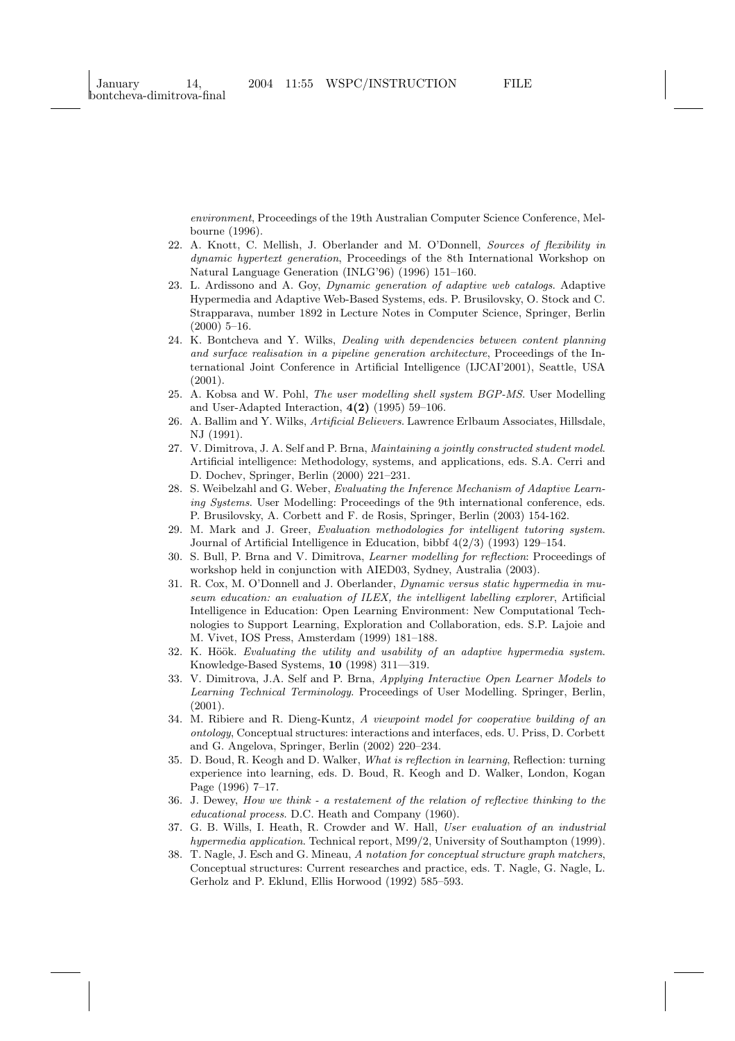*environment*, Proceedings of the 19th Australian Computer Science Conference, Melbourne (1996).

22. A. Knott, C. Mellish, J. Oberlander and M. O'Donnell, *Sources of flexibility in dynamic hypertext generation*, Proceedings of the 8th International Workshop on Natural Language Generation (INLG'96) (1996) 151–160.
23. L. Ardissono and A. Goy, *Dynamic generation of adaptive web catalogs*. Adaptive Hypermedia and Adaptive Web-Based Systems, eds. P. Brusilovsky, O. Stock and C. Strapparava, number 1892 in Lecture Notes in Computer Science, Springer, Berlin (2000) 5–16.
24. K. Bontcheva and Y. Wilks, *Dealing with dependencies between content planning and surface realisation in a pipeline generation architecture*, Proceedings of the International Joint Conference in Artificial Intelligence (IJCAI'2001), Seattle, USA (2001).
25. A. Kobsa and W. Pohl, *The user modelling shell system BGP-MS*. User Modelling and User-Adapted Interaction, **4(2)** (1995) 59–106.
26. A. Ballim and Y. Wilks, *Artificial Believers*. Lawrence Erlbaum Associates, Hillsdale, NJ (1991).
27. V. Dimitrova, J. A. Self and P. Brna, *Maintaining a jointly constructed student model*. Artificial intelligence: Methodology, systems, and applications, eds. S.A. Cerri and D. Dochev, Springer, Berlin (2000) 221–231.
28. S. Weibelzahl and G. Weber, *Evaluating the Inference Mechanism of Adaptive Learning Systems*. User Modelling: Proceedings of the 9th international conference, eds. P. Brusilovsky, A. Corbett and F. de Rosis, Springer, Berlin (2003) 154-162.
29. M. Mark and J. Greer, *Evaluation methodologies for intelligent tutoring system*. Journal of Artificial Intelligence in Education, bibbf 4(2/3) (1993) 129–154.
30. S. Bull, P. Brna and V. Dimitrova, *Learner modelling for reflection*: Proceedings of workshop held in conjunction with AIED03, Sydney, Australia (2003).
31. R. Cox, M. O'Donnell and J. Oberlander, *Dynamic versus static hypermedia in museum education: an evaluation of ILEX, the intelligent labelling explorer*, Artificial Intelligence in Education: Open Learning Environment: New Computational Technologies to Support Learning, Exploration and Collaboration, eds. S.P. Lajoie and M. Vivet, IOS Press, Amsterdam (1999) 181–188.
32. K. Höök. *Evaluating the utility and usability of an adaptive hypermedia system*. Knowledge-Based Systems, **10** (1998) 311—319.
33. V. Dimitrova, J.A. Self and P. Brna, *Applying Interactive Open Learner Models to Learning Technical Terminology*. Proceedings of User Modelling. Springer, Berlin, (2001).
34. M. Ribiere and R. Dieng-Kuntz, *A viewpoint model for cooperative building of an ontology*, Conceptual structures: interactions and interfaces, eds. U. Priss, D. Corbett and G. Angelova, Springer, Berlin (2002) 220–234.
35. D. Boud, R. Keogh and D. Walker, *What is reflection in learning*, Reflection: turning experience into learning, eds. D. Boud, R. Keogh and D. Walker, London, Kogan Page (1996) 7–17.
36. J. Dewey, *How we think - a restatement of the relation of reflective thinking to the educational process*. D.C. Heath and Company (1960).
37. G. B. Wills, I. Heath, R. Crowder and W. Hall, *User evaluation of an industrial hypermedia application*. Technical report, M99/2, University of Southampton (1999).
38. T. Nagle, J. Esch and G. Mineau, *A notation for conceptual structure graph matchers*, Conceptual structures: Current researches and practice, eds. T. Nagle, G. Nagle, L. Gerholz and P. Eklund, Ellis Horwood (1992) 585–593.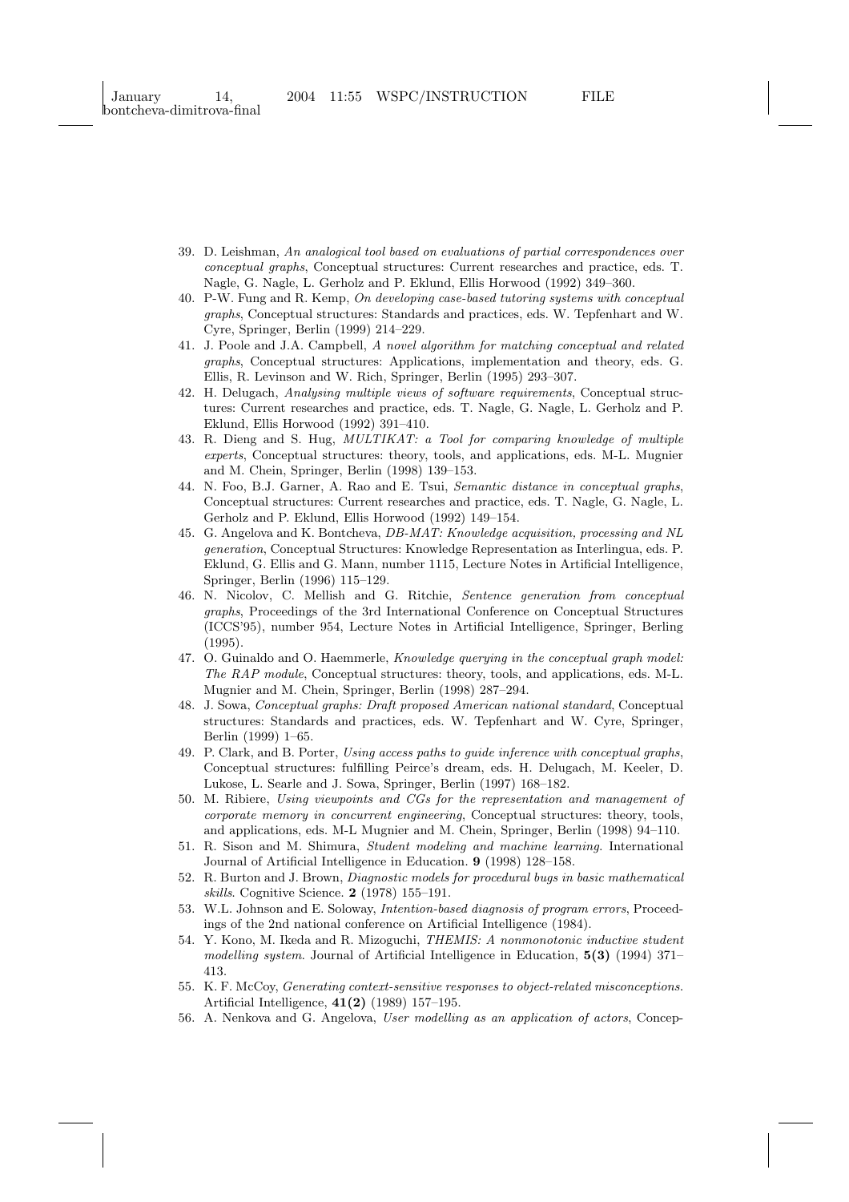39. D. Leishman, *An analogical tool based on evaluations of partial correspondences over conceptual graphs*, Conceptual structures: Current researches and practice, eds. T. Nagle, G. Nagle, L. Gerholz and P. Eklund, Ellis Horwood (1992) 349–360.
40. P-W. Fung and R. Kemp, *On developing case-based tutoring systems with conceptual graphs*, Conceptual structures: Standards and practices, eds. W. Tepfenhart and W. Cyre, Springer, Berlin (1999) 214–229.
41. J. Poole and J.A. Campbell, *A novel algorithm for matching conceptual and related graphs*, Conceptual structures: Applications, implementation and theory, eds. G. Ellis, R. Levinson and W. Rich, Springer, Berlin (1995) 293–307.
42. H. Delugach, *Analysing multiple views of software requirements*, Conceptual structures: Current researches and practice, eds. T. Nagle, G. Nagle, L. Gerholz and P. Eklund, Ellis Horwood (1992) 391–410.
43. R. Dieng and S. Hug, *MULTIKAT: a Tool for comparing knowledge of multiple experts*, Conceptual structures: theory, tools, and applications, eds. M-L. Mugnier and M. Chein, Springer, Berlin (1998) 139–153.
44. N. Foo, B.J. Garner, A. Rao and E. Tsui, *Semantic distance in conceptual graphs*, Conceptual structures: Current researches and practice, eds. T. Nagle, G. Nagle, L. Gerholz and P. Eklund, Ellis Horwood (1992) 149–154.
45. G. Angelova and K. Bontcheva, *DB-MAT: Knowledge acquisition, processing and NL generation*, Conceptual Structures: Knowledge Representation as Interlingua, eds. P. Eklund, G. Ellis and G. Mann, number 1115, Lecture Notes in Artificial Intelligence, Springer, Berlin (1996) 115–129.
46. N. Nicolov, C. Mellish and G. Ritchie, *Sentence generation from conceptual graphs*, Proceedings of the 3rd International Conference on Conceptual Structures (ICCS'95), number 954, Lecture Notes in Artificial Intelligence, Springer, Berling (1995).
47. O. Guinaldo and O. Haemmerle, *Knowledge querying in the conceptual graph model: The RAP module*, Conceptual structures: theory, tools, and applications, eds. M-L. Mugnier and M. Chein, Springer, Berlin (1998) 287–294.
48. J. Sowa, *Conceptual graphs: Draft proposed American national standard*, Conceptual structures: Standards and practices, eds. W. Tepfenhart and W. Cyre, Springer, Berlin (1999) 1–65.
49. P. Clark, and B. Porter, *Using access paths to guide inference with conceptual graphs*, Conceptual structures: fulfilling Peirce's dream, eds. H. Delugach, M. Keeler, D. Lukose, L. Searle and J. Sowa, Springer, Berlin (1997) 168–182.
50. M. Ribiere, *Using viewpoints and CGs for the representation and management of corporate memory in concurrent engineering*, Conceptual structures: theory, tools, and applications, eds. M-L Mugnier and M. Chein, Springer, Berlin (1998) 94–110.
51. R. Sison and M. Shimura, *Student modeling and machine learning*. International Journal of Artificial Intelligence in Education. **9** (1998) 128–158.
52. R. Burton and J. Brown, *Diagnostic models for procedural bugs in basic mathematical skills*. Cognitive Science. **2** (1978) 155–191.
53. W.L. Johnson and E. Soloway, *Intention-based diagnosis of program errors*, Proceedings of the 2nd national conference on Artificial Intelligence (1984).
54. Y. Kono, M. Ikeda and R. Mizoguchi, *THEMIS: A nonmonotonic inductive student modelling system*. Journal of Artificial Intelligence in Education, **5(3)** (1994) 371–413.
55. K. F. McCoy, *Generating context-sensitive responses to object-related misconceptions*. Artificial Intelligence, **41(2)** (1989) 157–195.
56. A. Nenkova and G. Angelova, *User modelling as an application of actors*, Concep-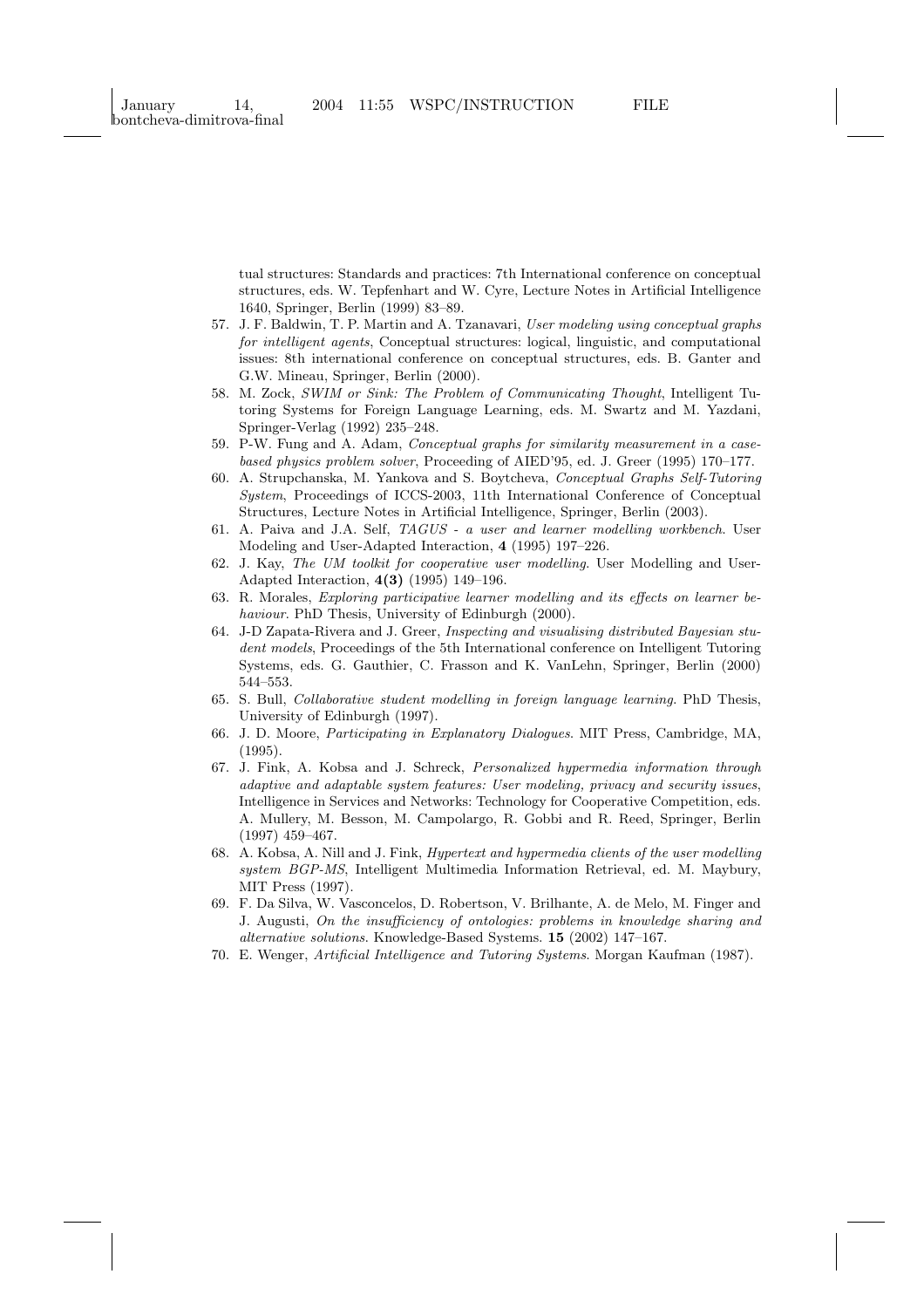tual structures: Standards and practices: 7th International conference on conceptual structures, eds. W. Tepfenhart and W. Cyre, Lecture Notes in Artificial Intelligence 1640, Springer, Berlin (1999) 83–89.

57. J. F. Baldwin, T. P. Martin and A. Tzanavari, *User modeling using conceptual graphs for intelligent agents*, Conceptual structures: logical, linguistic, and computational issues: 8th international conference on conceptual structures, eds. B. Ganter and G.W. Mineau, Springer, Berlin (2000).
58. M. Zock, *SWIM or Sink: The Problem of Communicating Thought*, Intelligent Tutoring Systems for Foreign Language Learning, eds. M. Swartz and M. Yazdani, Springer-Verlag (1992) 235–248.
59. P-W. Fung and A. Adam, *Conceptual graphs for similarity measurement in a case-based physics problem solver*, Proceeding of AIED'95, ed. J. Greer (1995) 170–177.
60. A. Strupchanska, M. Yankova and S. Boytcheva, *Conceptual Graphs Self-Tutoring System*, Proceedings of ICCS-2003, 11th International Conference of Conceptual Structures, Lecture Notes in Artificial Intelligence, Springer, Berlin (2003).
61. A. Paiva and J.A. Self, *TAGUS - a user and learner modelling workbench*. User Modeling and User-Adapted Interaction, **4** (1995) 197–226.
62. J. Kay, *The UM toolkit for cooperative user modelling*. User Modelling and User-Adapted Interaction, **4(3)** (1995) 149–196.
63. R. Morales, *Exploring participative learner modelling and its effects on learner behaviour*. PhD Thesis, University of Edinburgh (2000).
64. J-D Zapata-Rivera and J. Greer, *Inspecting and visualising distributed Bayesian student models*, Proceedings of the 5th International conference on Intelligent Tutoring Systems, eds. G. Gauthier, C. Frasson and K. VanLehn, Springer, Berlin (2000) 544–553.
65. S. Bull, *Collaborative student modelling in foreign language learning*. PhD Thesis, University of Edinburgh (1997).
66. J. D. Moore, *Participating in Explanatory Dialogues*. MIT Press, Cambridge, MA, (1995).
67. J. Fink, A. Kobsa and J. Schreck, *Personalized hypermedia information through adaptive and adaptable system features: User modeling, privacy and security issues*, Intelligence in Services and Networks: Technology for Cooperative Competition, eds. A. Mullery, M. Besson, M. Campolargo, R. Gobbi and R. Reed, Springer, Berlin (1997) 459–467.
68. A. Kobsa, A. Nill and J. Fink, *Hypertext and hypermedia clients of the user modelling system BGP-MS*, Intelligent Multimedia Information Retrieval, ed. M. Maybury, MIT Press (1997).
69. F. Da Silva, W. Vasconcelos, D. Robertson, V. Brilhante, A. de Melo, M. Finger and J. Augusti, *On the insufficiency of ontologies: problems in knowledge sharing and alternative solutions*. Knowledge-Based Systems. **15** (2002) 147–167.
70. E. Wenger, *Artificial Intelligence and Tutoring Systems*. Morgan Kaufman (1987).